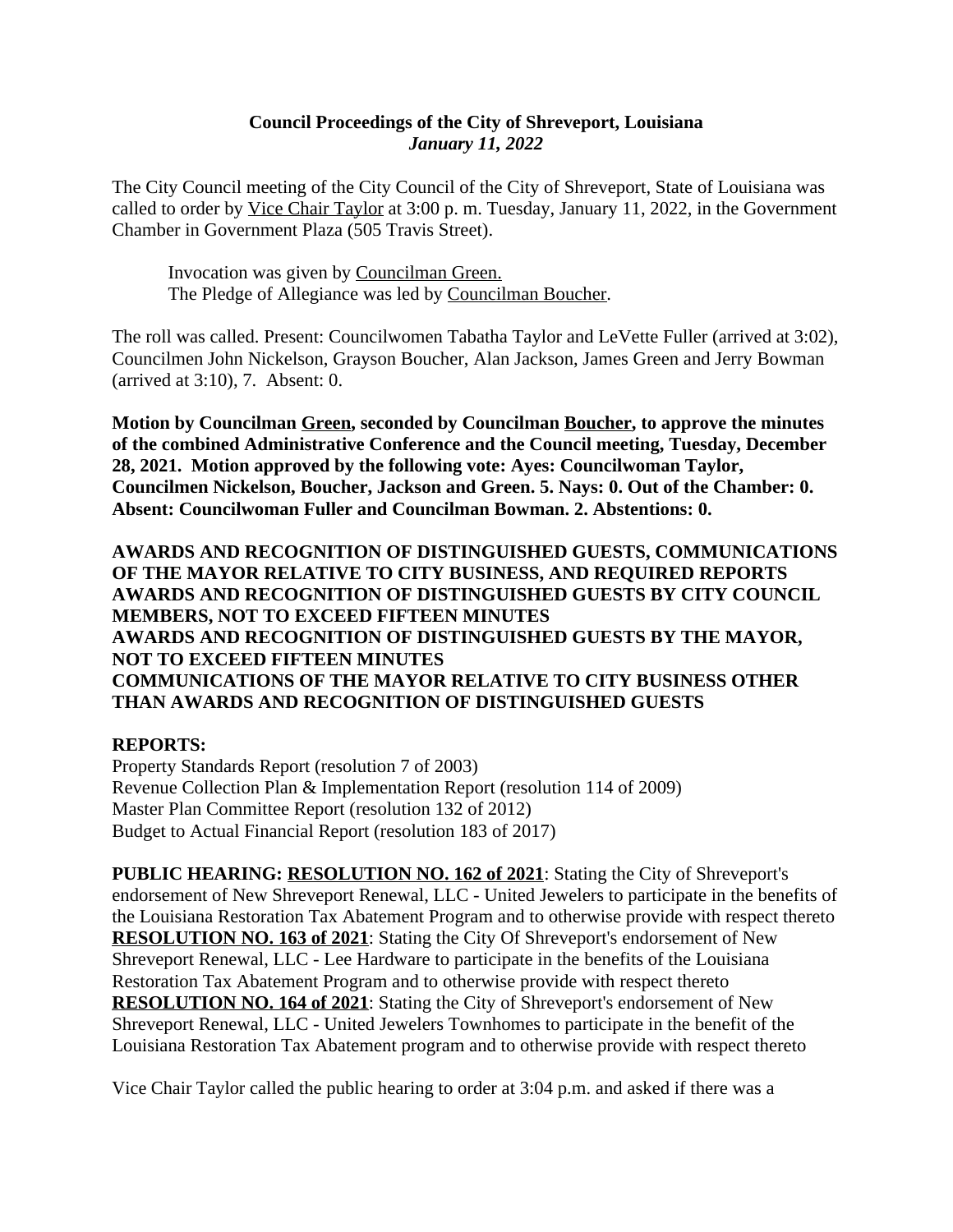**Council Proceedings of the City of Shreveport, Louisiana**
***January 11, 2022***

The City Council meeting of the City Council of the City of Shreveport, State of Louisiana was called to order by Vice Chair Taylor at 3:00 p. m. Tuesday, January 11, 2022, in the Government Chamber in Government Plaza (505 Travis Street).

Invocation was given by Councilman Green.
The Pledge of Allegiance was led by Councilman Boucher.

The roll was called. Present: Councilwomen Tabatha Taylor and LeVette Fuller (arrived at 3:02), Councilmen John Nickelson, Grayson Boucher, Alan Jackson, James Green and Jerry Bowman (arrived at 3:10), 7. Absent: 0.

**Motion by Councilman Green, seconded by Councilman Boucher, to approve the minutes of the combined Administrative Conference and the Council meeting, Tuesday, December 28, 2021. Motion approved by the following vote: Ayes: Councilwoman Taylor, Councilmen Nickelson, Boucher, Jackson and Green. 5. Nays: 0. Out of the Chamber: 0. Absent: Councilwoman Fuller and Councilman Bowman. 2. Abstentions: 0.**

**AWARDS AND RECOGNITION OF DISTINGUISHED GUESTS, COMMUNICATIONS OF THE MAYOR RELATIVE TO CITY BUSINESS, AND REQUIRED REPORTS**
**AWARDS AND RECOGNITION OF DISTINGUISHED GUESTS BY CITY COUNCIL MEMBERS, NOT TO EXCEED FIFTEEN MINUTES**
**AWARDS AND RECOGNITION OF DISTINGUISHED GUESTS BY THE MAYOR, NOT TO EXCEED FIFTEEN MINUTES**
**COMMUNICATIONS OF THE MAYOR RELATIVE TO CITY BUSINESS OTHER THAN AWARDS AND RECOGNITION OF DISTINGUISHED GUESTS**

**REPORTS:**
Property Standards Report (resolution 7 of 2003)
Revenue Collection Plan & Implementation Report (resolution 114 of 2009)
Master Plan Committee Report (resolution 132 of 2012)
Budget to Actual Financial Report (resolution 183 of 2017)

**PUBLIC HEARING: RESOLUTION NO. 162 of 2021**: Stating the City of Shreveport's endorsement of New Shreveport Renewal, LLC - United Jewelers to participate in the benefits of the Louisiana Restoration Tax Abatement Program and to otherwise provide with respect thereto
**RESOLUTION NO. 163 of 2021**: Stating the City Of Shreveport's endorsement of New Shreveport Renewal, LLC - Lee Hardware to participate in the benefits of the Louisiana Restoration Tax Abatement Program and to otherwise provide with respect thereto
**RESOLUTION NO. 164 of 2021**: Stating the City of Shreveport's endorsement of New Shreveport Renewal, LLC - United Jewelers Townhomes to participate in the benefit of the Louisiana Restoration Tax Abatement program and to otherwise provide with respect thereto

Vice Chair Taylor called the public hearing to order at 3:04 p.m. and asked if there was a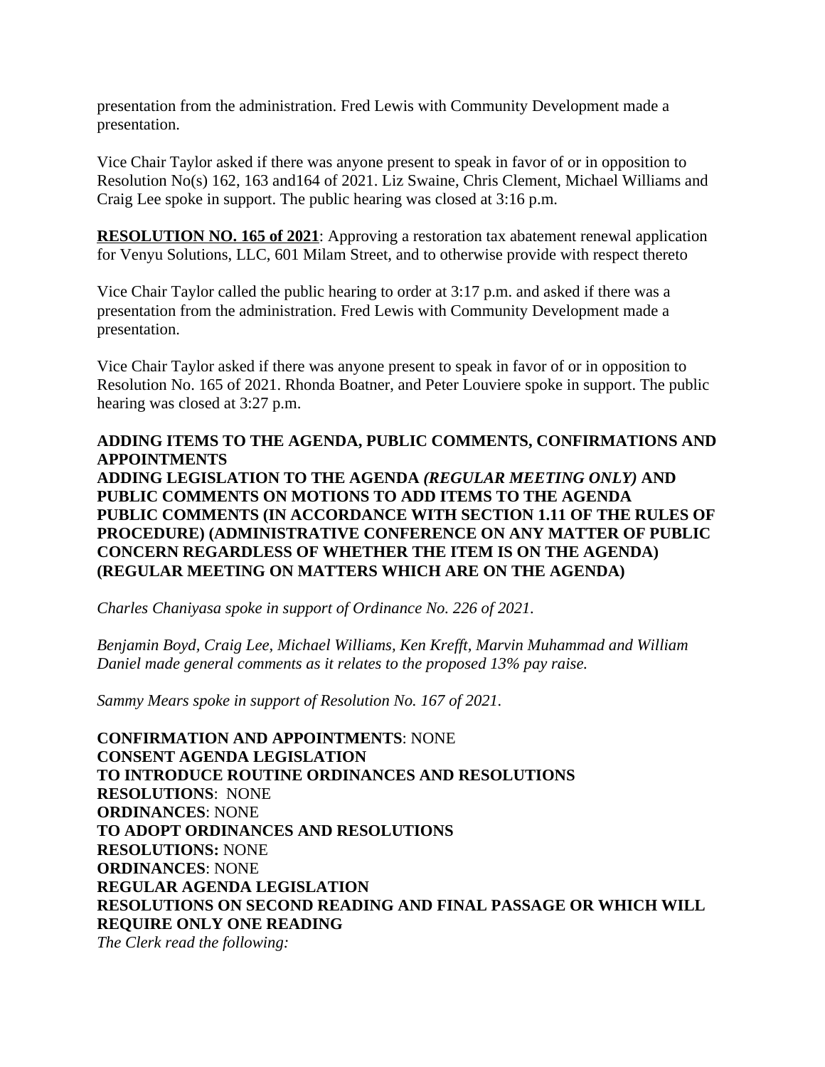presentation from the administration. Fred Lewis with Community Development made a presentation.

Vice Chair Taylor asked if there was anyone present to speak in favor of or in opposition to Resolution No(s) 162, 163 and164 of 2021. Liz Swaine, Chris Clement, Michael Williams and Craig Lee spoke in support. The public hearing was closed at 3:16 p.m.

**RESOLUTION NO. 165 of 2021**: Approving a restoration tax abatement renewal application for Venyu Solutions, LLC, 601 Milam Street, and to otherwise provide with respect thereto

Vice Chair Taylor called the public hearing to order at 3:17 p.m. and asked if there was a presentation from the administration. Fred Lewis with Community Development made a presentation.

Vice Chair Taylor asked if there was anyone present to speak in favor of or in opposition to Resolution No. 165 of 2021. Rhonda Boatner, and Peter Louviere spoke in support. The public hearing was closed at 3:27 p.m.

**ADDING ITEMS TO THE AGENDA, PUBLIC COMMENTS, CONFIRMATIONS AND APPOINTMENTS**
**ADDING LEGISLATION TO THE AGENDA *(REGULAR MEETING ONLY)* AND PUBLIC COMMENTS ON MOTIONS TO ADD ITEMS TO THE AGENDA**
**PUBLIC COMMENTS (IN ACCORDANCE WITH SECTION 1.11 OF THE RULES OF PROCEDURE) (ADMINISTRATIVE CONFERENCE ON ANY MATTER OF PUBLIC CONCERN REGARDLESS OF WHETHER THE ITEM IS ON THE AGENDA) (REGULAR MEETING ON MATTERS WHICH ARE ON THE AGENDA)**

*Charles Chaniyasa spoke in support of Ordinance No. 226 of 2021.*

*Benjamin Boyd, Craig Lee, Michael Williams, Ken Krefft, Marvin Muhammad and William Daniel made general comments as it relates to the proposed 13% pay raise.*

*Sammy Mears spoke in support of Resolution No. 167 of 2021.*

**CONFIRMATION AND APPOINTMENTS**: NONE
**CONSENT AGENDA LEGISLATION**
**TO INTRODUCE ROUTINE ORDINANCES AND RESOLUTIONS**
**RESOLUTIONS**: NONE
**ORDINANCES**: NONE
**TO ADOPT ORDINANCES AND RESOLUTIONS**
**RESOLUTIONS:** NONE
**ORDINANCES**: NONE
**REGULAR AGENDA LEGISLATION**
**RESOLUTIONS ON SECOND READING AND FINAL PASSAGE OR WHICH WILL REQUIRE ONLY ONE READING**
*The Clerk read the following:*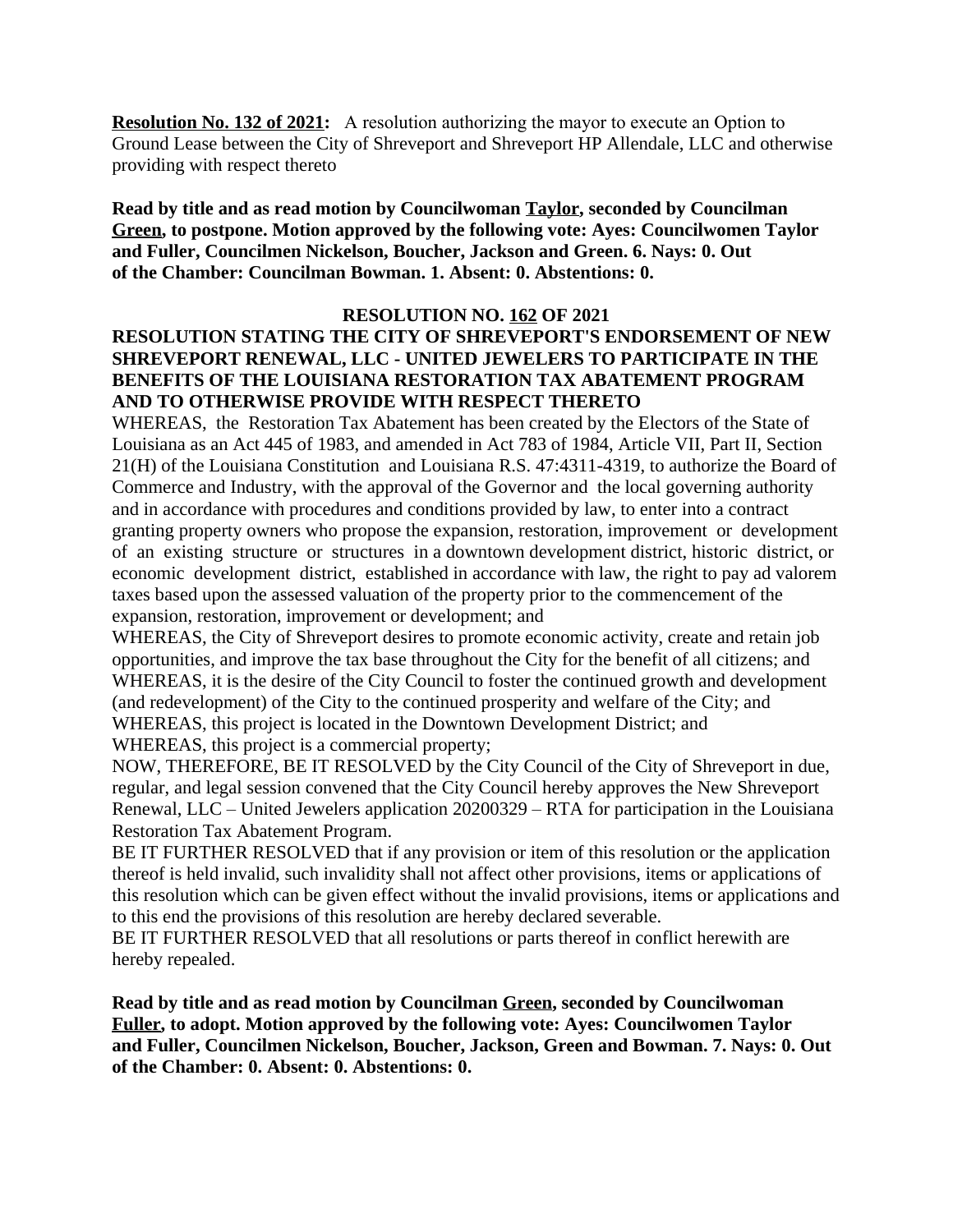**Resolution No. 132 of 2021:** A resolution authorizing the mayor to execute an Option to Ground Lease between the City of Shreveport and Shreveport HP Allendale, LLC and otherwise providing with respect thereto

**Read by title and as read motion by Councilwoman Taylor, seconded by Councilman Green, to postpone. Motion approved by the following vote: Ayes: Councilwomen Taylor and Fuller, Councilmen Nickelson, Boucher, Jackson and Green. 6. Nays: 0. Out of the Chamber: Councilman Bowman. 1. Absent: 0. Abstentions: 0.**

**RESOLUTION NO. 162 OF 2021**

**RESOLUTION STATING THE CITY OF SHREVEPORT'S ENDORSEMENT OF NEW SHREVEPORT RENEWAL, LLC - UNITED JEWELERS TO PARTICIPATE IN THE BENEFITS OF THE LOUISIANA RESTORATION TAX ABATEMENT PROGRAM AND TO OTHERWISE PROVIDE WITH RESPECT THERETO**

WHEREAS, the Restoration Tax Abatement has been created by the Electors of the State of Louisiana as an Act 445 of 1983, and amended in Act 783 of 1984, Article VII, Part II, Section 21(H) of the Louisiana Constitution and Louisiana R.S. 47:4311-4319, to authorize the Board of Commerce and Industry, with the approval of the Governor and the local governing authority and in accordance with procedures and conditions provided by law, to enter into a contract granting property owners who propose the expansion, restoration, improvement or development of an existing structure or structures in a downtown development district, historic district, or economic development district, established in accordance with law, the right to pay ad valorem taxes based upon the assessed valuation of the property prior to the commencement of the expansion, restoration, improvement or development; and

WHEREAS, the City of Shreveport desires to promote economic activity, create and retain job opportunities, and improve the tax base throughout the City for the benefit of all citizens; and

WHEREAS, it is the desire of the City Council to foster the continued growth and development (and redevelopment) of the City to the continued prosperity and welfare of the City; and

WHEREAS, this project is located in the Downtown Development District; and

WHEREAS, this project is a commercial property;

NOW, THEREFORE, BE IT RESOLVED by the City Council of the City of Shreveport in due, regular, and legal session convened that the City Council hereby approves the New Shreveport Renewal, LLC – United Jewelers application 20200329 – RTA for participation in the Louisiana Restoration Tax Abatement Program.

BE IT FURTHER RESOLVED that if any provision or item of this resolution or the application thereof is held invalid, such invalidity shall not affect other provisions, items or applications of this resolution which can be given effect without the invalid provisions, items or applications and to this end the provisions of this resolution are hereby declared severable.

BE IT FURTHER RESOLVED that all resolutions or parts thereof in conflict herewith are hereby repealed.

**Read by title and as read motion by Councilman Green, seconded by Councilwoman Fuller, to adopt. Motion approved by the following vote: Ayes: Councilwomen Taylor and Fuller, Councilmen Nickelson, Boucher, Jackson, Green and Bowman. 7. Nays: 0. Out of the Chamber: 0. Absent: 0. Abstentions: 0.**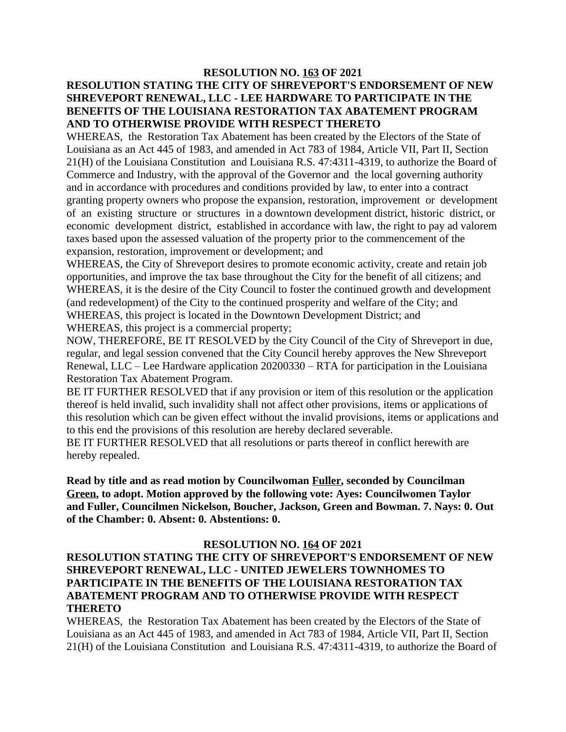**RESOLUTION NO. 163 OF 2021**

**RESOLUTION STATING THE CITY OF SHREVEPORT'S ENDORSEMENT OF NEW SHREVEPORT RENEWAL, LLC - LEE HARDWARE TO PARTICIPATE IN THE BENEFITS OF THE LOUISIANA RESTORATION TAX ABATEMENT PROGRAM AND TO OTHERWISE PROVIDE WITH RESPECT THERETO**

WHEREAS, the Restoration Tax Abatement has been created by the Electors of the State of Louisiana as an Act 445 of 1983, and amended in Act 783 of 1984, Article VII, Part II, Section 21(H) of the Louisiana Constitution and Louisiana R.S. 47:4311-4319, to authorize the Board of Commerce and Industry, with the approval of the Governor and the local governing authority and in accordance with procedures and conditions provided by law, to enter into a contract granting property owners who propose the expansion, restoration, improvement or development of an existing structure or structures in a downtown development district, historic district, or economic development district, established in accordance with law, the right to pay ad valorem taxes based upon the assessed valuation of the property prior to the commencement of the expansion, restoration, improvement or development; and

WHEREAS, the City of Shreveport desires to promote economic activity, create and retain job opportunities, and improve the tax base throughout the City for the benefit of all citizens; and

WHEREAS, it is the desire of the City Council to foster the continued growth and development (and redevelopment) of the City to the continued prosperity and welfare of the City; and

WHEREAS, this project is located in the Downtown Development District; and

WHEREAS, this project is a commercial property;

NOW, THEREFORE, BE IT RESOLVED by the City Council of the City of Shreveport in due, regular, and legal session convened that the City Council hereby approves the New Shreveport Renewal, LLC – Lee Hardware application 20200330 – RTA for participation in the Louisiana Restoration Tax Abatement Program.

BE IT FURTHER RESOLVED that if any provision or item of this resolution or the application thereof is held invalid, such invalidity shall not affect other provisions, items or applications of this resolution which can be given effect without the invalid provisions, items or applications and to this end the provisions of this resolution are hereby declared severable.

BE IT FURTHER RESOLVED that all resolutions or parts thereof in conflict herewith are hereby repealed.

**Read by title and as read motion by Councilwoman Fuller, seconded by Councilman Green, to adopt. Motion approved by the following vote: Ayes: Councilwomen Taylor and Fuller, Councilmen Nickelson, Boucher, Jackson, Green and Bowman. 7. Nays: 0. Out of the Chamber: 0. Absent: 0. Abstentions: 0.**

**RESOLUTION NO. 164 OF 2021**

**RESOLUTION STATING THE CITY OF SHREVEPORT'S ENDORSEMENT OF NEW SHREVEPORT RENEWAL, LLC - UNITED JEWELERS TOWNHOMES TO PARTICIPATE IN THE BENEFITS OF THE LOUISIANA RESTORATION TAX ABATEMENT PROGRAM AND TO OTHERWISE PROVIDE WITH RESPECT THERETO**

WHEREAS, the Restoration Tax Abatement has been created by the Electors of the State of Louisiana as an Act 445 of 1983, and amended in Act 783 of 1984, Article VII, Part II, Section 21(H) of the Louisiana Constitution and Louisiana R.S. 47:4311-4319, to authorize the Board of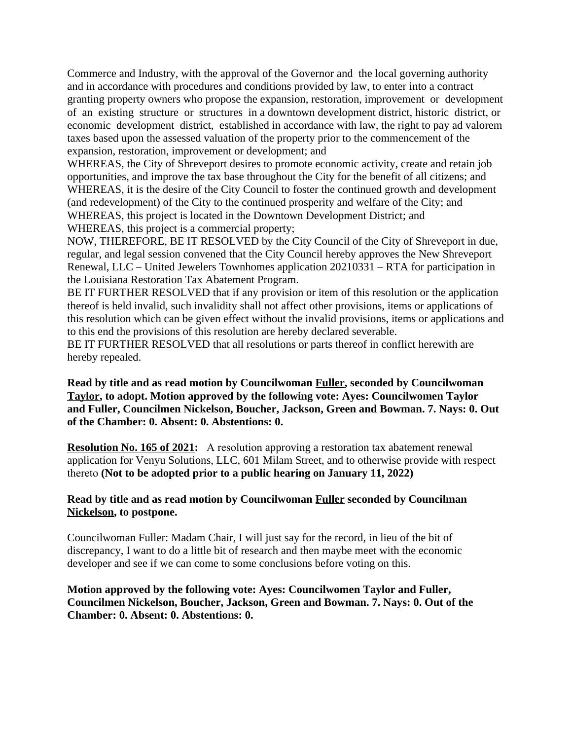Commerce and Industry, with the approval of the Governor and the local governing authority and in accordance with procedures and conditions provided by law, to enter into a contract granting property owners who propose the expansion, restoration, improvement or development of an existing structure or structures in a downtown development district, historic district, or economic development district, established in accordance with law, the right to pay ad valorem taxes based upon the assessed valuation of the property prior to the commencement of the expansion, restoration, improvement or development; and

WHEREAS, the City of Shreveport desires to promote economic activity, create and retain job opportunities, and improve the tax base throughout the City for the benefit of all citizens; and

WHEREAS, it is the desire of the City Council to foster the continued growth and development (and redevelopment) of the City to the continued prosperity and welfare of the City; and

WHEREAS, this project is located in the Downtown Development District; and

WHEREAS, this project is a commercial property;

NOW, THEREFORE, BE IT RESOLVED by the City Council of the City of Shreveport in due, regular, and legal session convened that the City Council hereby approves the New Shreveport Renewal, LLC – United Jewelers Townhomes application 20210331 – RTA for participation in the Louisiana Restoration Tax Abatement Program.

BE IT FURTHER RESOLVED that if any provision or item of this resolution or the application thereof is held invalid, such invalidity shall not affect other provisions, items or applications of this resolution which can be given effect without the invalid provisions, items or applications and to this end the provisions of this resolution are hereby declared severable.

BE IT FURTHER RESOLVED that all resolutions or parts thereof in conflict herewith are hereby repealed.

**Read by title and as read motion by Councilwoman Fuller, seconded by Councilwoman Taylor, to adopt. Motion approved by the following vote: Ayes: Councilwomen Taylor and Fuller, Councilmen Nickelson, Boucher, Jackson, Green and Bowman. 7. Nays: 0. Out of the Chamber: 0. Absent: 0. Abstentions: 0.**

**Resolution No. 165 of 2021:** A resolution approving a restoration tax abatement renewal application for Venyu Solutions, LLC, 601 Milam Street, and to otherwise provide with respect thereto **(Not to be adopted prior to a public hearing on January 11, 2022)**

**Read by title and as read motion by Councilwoman Fuller seconded by Councilman Nickelson, to postpone.**

Councilwoman Fuller: Madam Chair, I will just say for the record, in lieu of the bit of discrepancy, I want to do a little bit of research and then maybe meet with the economic developer and see if we can come to some conclusions before voting on this.

**Motion approved by the following vote: Ayes: Councilwomen Taylor and Fuller, Councilmen Nickelson, Boucher, Jackson, Green and Bowman. 7. Nays: 0. Out of the Chamber: 0. Absent: 0. Abstentions: 0.**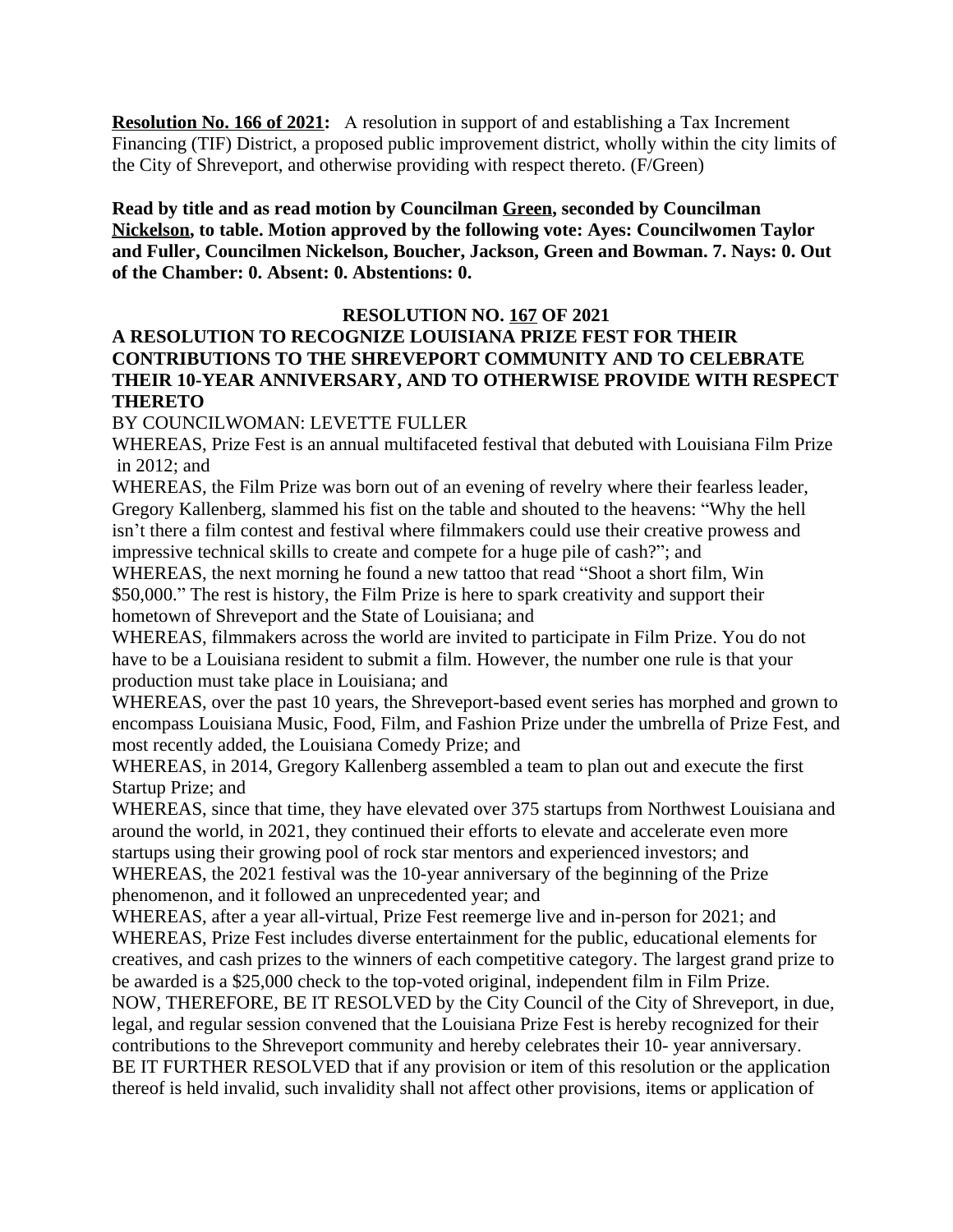**Resolution No. 166 of 2021:** A resolution in support of and establishing a Tax Increment Financing (TIF) District, a proposed public improvement district, wholly within the city limits of the City of Shreveport, and otherwise providing with respect thereto. (F/Green)

**Read by title and as read motion by Councilman Green, seconded by Councilman Nickelson, to table. Motion approved by the following vote: Ayes: Councilwomen Taylor and Fuller, Councilmen Nickelson, Boucher, Jackson, Green and Bowman. 7. Nays: 0. Out of the Chamber: 0. Absent: 0. Abstentions: 0.**

**RESOLUTION NO. 167 OF 2021**

**A RESOLUTION TO RECOGNIZE LOUISIANA PRIZE FEST FOR THEIR CONTRIBUTIONS TO THE SHREVEPORT COMMUNITY AND TO CELEBRATE THEIR 10-YEAR ANNIVERSARY, AND TO OTHERWISE PROVIDE WITH RESPECT THERETO**

BY COUNCILWOMAN: LEVETTE FULLER

WHEREAS, Prize Fest is an annual multifaceted festival that debuted with Louisiana Film Prize in 2012; and

WHEREAS, the Film Prize was born out of an evening of revelry where their fearless leader, Gregory Kallenberg, slammed his fist on the table and shouted to the heavens: "Why the hell isn't there a film contest and festival where filmmakers could use their creative prowess and impressive technical skills to create and compete for a huge pile of cash?"; and

WHEREAS, the next morning he found a new tattoo that read "Shoot a short film, Win $50,000." The rest is history, the Film Prize is here to spark creativity and support their hometown of Shreveport and the State of Louisiana; and

WHEREAS, filmmakers across the world are invited to participate in Film Prize. You do not have to be a Louisiana resident to submit a film. However, the number one rule is that your production must take place in Louisiana; and

WHEREAS, over the past 10 years, the Shreveport-based event series has morphed and grown to encompass Louisiana Music, Food, Film, and Fashion Prize under the umbrella of Prize Fest, and most recently added, the Louisiana Comedy Prize; and

WHEREAS, in 2014, Gregory Kallenberg assembled a team to plan out and execute the first Startup Prize; and

WHEREAS, since that time, they have elevated over 375 startups from Northwest Louisiana and around the world, in 2021, they continued their efforts to elevate and accelerate even more startups using their growing pool of rock star mentors and experienced investors; and

WHEREAS, the 2021 festival was the 10-year anniversary of the beginning of the Prize phenomenon, and it followed an unprecedented year; and

WHEREAS, after a year all-virtual, Prize Fest reemerge live and in-person for 2021; and

WHEREAS, Prize Fest includes diverse entertainment for the public, educational elements for creatives, and cash prizes to the winners of each competitive category. The largest grand prize to be awarded is a $25,000 check to the top-voted original, independent film in Film Prize.

NOW, THEREFORE, BE IT RESOLVED by the City Council of the City of Shreveport, in due, legal, and regular session convened that the Louisiana Prize Fest is hereby recognized for their contributions to the Shreveport community and hereby celebrates their 10- year anniversary.

BE IT FURTHER RESOLVED that if any provision or item of this resolution or the application thereof is held invalid, such invalidity shall not affect other provisions, items or application of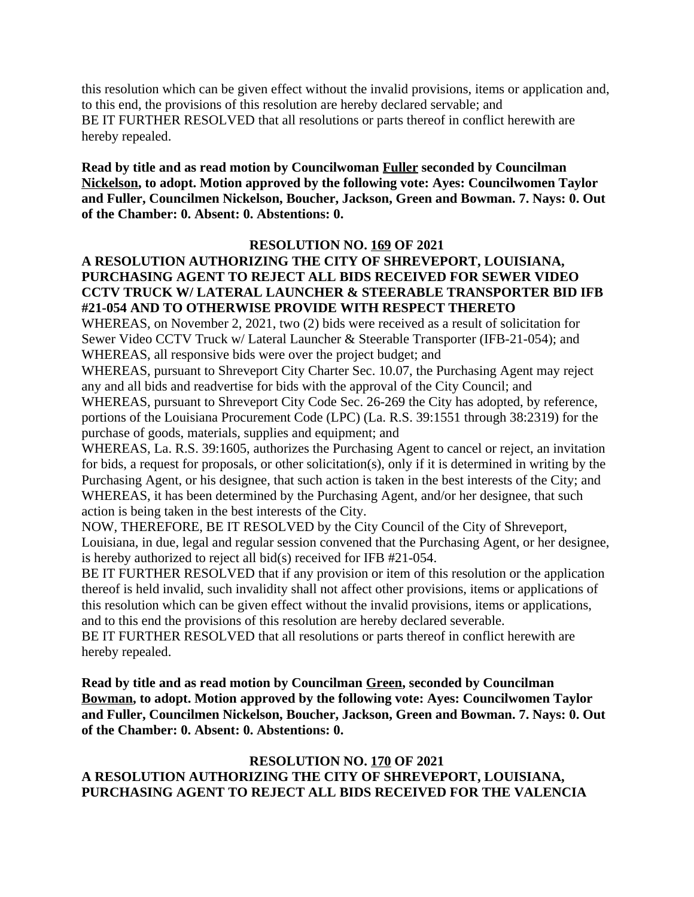this resolution which can be given effect without the invalid provisions, items or application and, to this end, the provisions of this resolution are hereby declared servable; and
BE IT FURTHER RESOLVED that all resolutions or parts thereof in conflict herewith are hereby repealed.

**Read by title and as read motion by Councilwoman Fuller seconded by Councilman Nickelson, to adopt. Motion approved by the following vote: Ayes: Councilwomen Taylor and Fuller, Councilmen Nickelson, Boucher, Jackson, Green and Bowman. 7. Nays: 0. Out of the Chamber: 0. Absent: 0. Abstentions: 0.**

**RESOLUTION NO. 169 OF 2021**

**A RESOLUTION AUTHORIZING THE CITY OF SHREVEPORT, LOUISIANA, PURCHASING AGENT TO REJECT ALL BIDS RECEIVED FOR SEWER VIDEO CCTV TRUCK W/ LATERAL LAUNCHER & STEERABLE TRANSPORTER BID IFB #21-054 AND TO OTHERWISE PROVIDE WITH RESPECT THERETO**

WHEREAS, on November 2, 2021, two (2) bids were received as a result of solicitation for Sewer Video CCTV Truck w/ Lateral Launcher & Steerable Transporter (IFB-21-054); and
WHEREAS, all responsive bids were over the project budget; and
WHEREAS, pursuant to Shreveport City Charter Sec. 10.07, the Purchasing Agent may reject any and all bids and readvertise for bids with the approval of the City Council; and
WHEREAS, pursuant to Shreveport City Code Sec. 26-269 the City has adopted, by reference, portions of the Louisiana Procurement Code (LPC) (La. R.S. 39:1551 through 38:2319) for the purchase of goods, materials, supplies and equipment; and
WHEREAS, La. R.S. 39:1605, authorizes the Purchasing Agent to cancel or reject, an invitation for bids, a request for proposals, or other solicitation(s), only if it is determined in writing by the Purchasing Agent, or his designee, that such action is taken in the best interests of the City; and
WHEREAS, it has been determined by the Purchasing Agent, and/or her designee, that such action is being taken in the best interests of the City.
NOW, THEREFORE, BE IT RESOLVED by the City Council of the City of Shreveport, Louisiana, in due, legal and regular session convened that the Purchasing Agent, or her designee, is hereby authorized to reject all bid(s) received for IFB #21-054.
BE IT FURTHER RESOLVED that if any provision or item of this resolution or the application thereof is held invalid, such invalidity shall not affect other provisions, items or applications of this resolution which can be given effect without the invalid provisions, items or applications, and to this end the provisions of this resolution are hereby declared severable.
BE IT FURTHER RESOLVED that all resolutions or parts thereof in conflict herewith are hereby repealed.

**Read by title and as read motion by Councilman Green, seconded by Councilman Bowman, to adopt. Motion approved by the following vote: Ayes: Councilwomen Taylor and Fuller, Councilmen Nickelson, Boucher, Jackson, Green and Bowman. 7. Nays: 0. Out of the Chamber: 0. Absent: 0. Abstentions: 0.**

**RESOLUTION NO. 170 OF 2021**

**A RESOLUTION AUTHORIZING THE CITY OF SHREVEPORT, LOUISIANA, PURCHASING AGENT TO REJECT ALL BIDS RECEIVED FOR THE VALENCIA**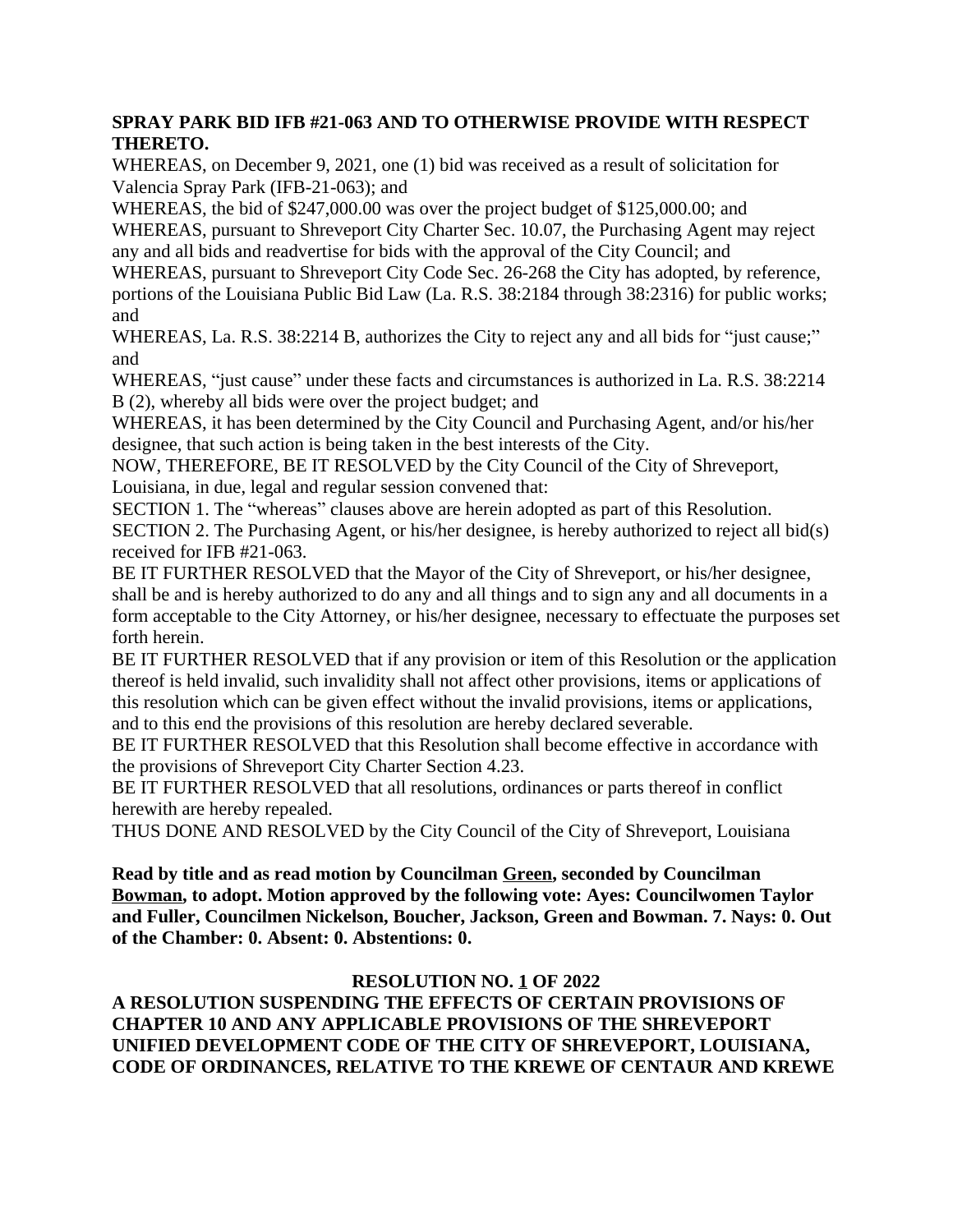**SPRAY PARK BID IFB #21-063 AND TO OTHERWISE PROVIDE WITH RESPECT THERETO.**

WHEREAS, on December 9, 2021, one (1) bid was received as a result of solicitation for Valencia Spray Park (IFB-21-063); and

WHEREAS, the bid of $247,000.00 was over the project budget of $125,000.00; and

WHEREAS, pursuant to Shreveport City Charter Sec. 10.07, the Purchasing Agent may reject any and all bids and readvertise for bids with the approval of the City Council; and

WHEREAS, pursuant to Shreveport City Code Sec. 26-268 the City has adopted, by reference, portions of the Louisiana Public Bid Law (La. R.S. 38:2184 through 38:2316) for public works; and

WHEREAS, La. R.S. 38:2214 B, authorizes the City to reject any and all bids for "just cause;" and

WHEREAS, "just cause" under these facts and circumstances is authorized in La. R.S. 38:2214 B (2), whereby all bids were over the project budget; and

WHEREAS, it has been determined by the City Council and Purchasing Agent, and/or his/her designee, that such action is being taken in the best interests of the City.

NOW, THEREFORE, BE IT RESOLVED by the City Council of the City of Shreveport, Louisiana, in due, legal and regular session convened that:

SECTION 1. The "whereas" clauses above are herein adopted as part of this Resolution.

SECTION 2. The Purchasing Agent, or his/her designee, is hereby authorized to reject all bid(s) received for IFB #21-063.

BE IT FURTHER RESOLVED that the Mayor of the City of Shreveport, or his/her designee, shall be and is hereby authorized to do any and all things and to sign any and all documents in a form acceptable to the City Attorney, or his/her designee, necessary to effectuate the purposes set forth herein.

BE IT FURTHER RESOLVED that if any provision or item of this Resolution or the application thereof is held invalid, such invalidity shall not affect other provisions, items or applications of this resolution which can be given effect without the invalid provisions, items or applications, and to this end the provisions of this resolution are hereby declared severable.

BE IT FURTHER RESOLVED that this Resolution shall become effective in accordance with the provisions of Shreveport City Charter Section 4.23.

BE IT FURTHER RESOLVED that all resolutions, ordinances or parts thereof in conflict herewith are hereby repealed.

THUS DONE AND RESOLVED by the City Council of the City of Shreveport, Louisiana

**Read by title and as read motion by Councilman Green, seconded by Councilman Bowman, to adopt. Motion approved by the following vote: Ayes: Councilwomen Taylor and Fuller, Councilmen Nickelson, Boucher, Jackson, Green and Bowman. 7. Nays: 0. Out of the Chamber: 0. Absent: 0. Abstentions: 0.**

**RESOLUTION NO. 1 OF 2022**

**A RESOLUTION SUSPENDING THE EFFECTS OF CERTAIN PROVISIONS OF CHAPTER 10 AND ANY APPLICABLE PROVISIONS OF THE SHREVEPORT UNIFIED DEVELOPMENT CODE OF THE CITY OF SHREVEPORT, LOUISIANA, CODE OF ORDINANCES, RELATIVE TO THE KREWE OF CENTAUR AND KREWE**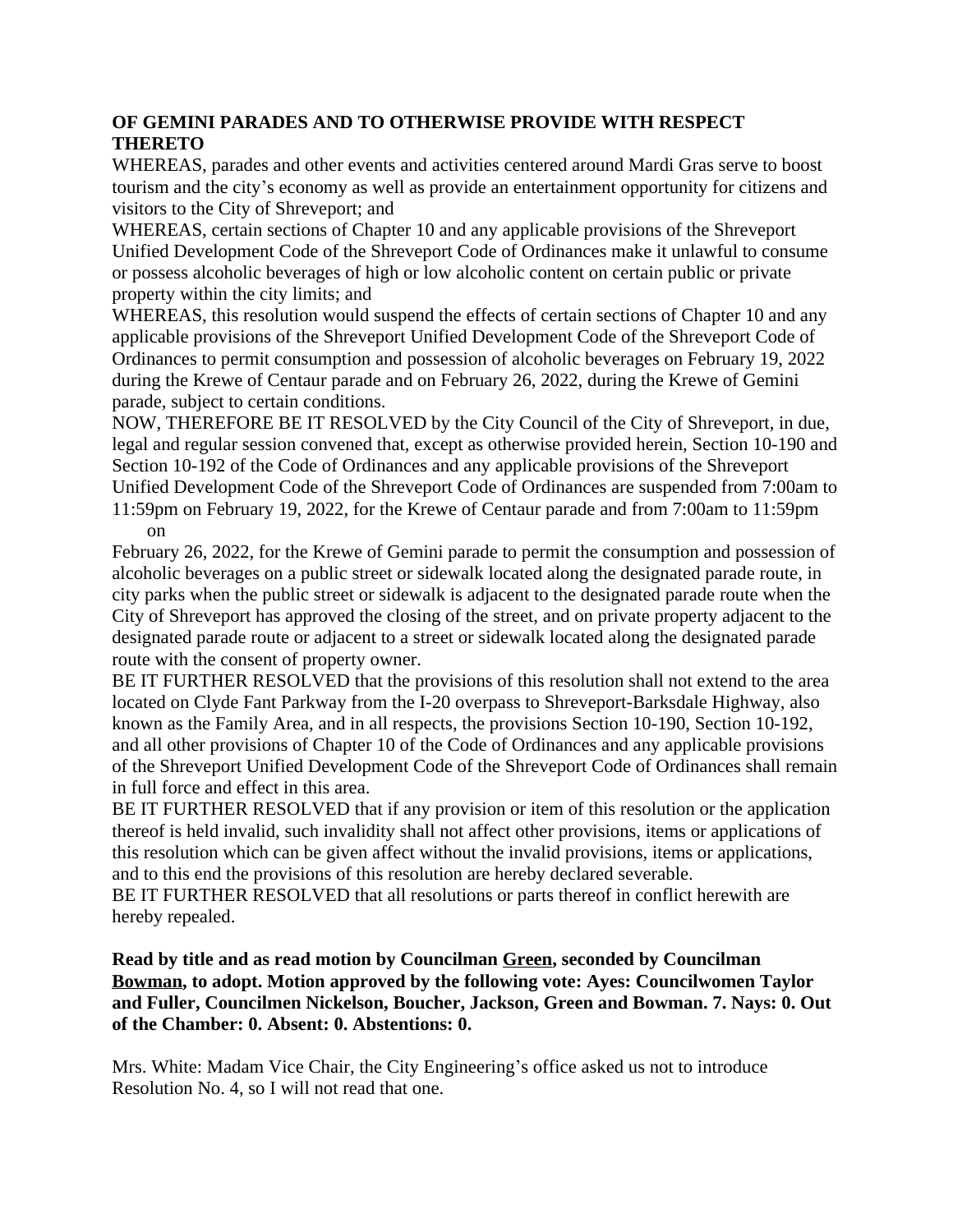**OF GEMINI PARADES AND TO OTHERWISE PROVIDE WITH RESPECT THERETO**

WHEREAS, parades and other events and activities centered around Mardi Gras serve to boost tourism and the city's economy as well as provide an entertainment opportunity for citizens and visitors to the City of Shreveport; and

WHEREAS, certain sections of Chapter 10 and any applicable provisions of the Shreveport Unified Development Code of the Shreveport Code of Ordinances make it unlawful to consume or possess alcoholic beverages of high or low alcoholic content on certain public or private property within the city limits; and

WHEREAS, this resolution would suspend the effects of certain sections of Chapter 10 and any applicable provisions of the Shreveport Unified Development Code of the Shreveport Code of Ordinances to permit consumption and possession of alcoholic beverages on February 19, 2022 during the Krewe of Centaur parade and on February 26, 2022, during the Krewe of Gemini parade, subject to certain conditions.

NOW, THEREFORE BE IT RESOLVED by the City Council of the City of Shreveport, in due, legal and regular session convened that, except as otherwise provided herein, Section 10-190 and Section 10-192 of the Code of Ordinances and any applicable provisions of the Shreveport Unified Development Code of the Shreveport Code of Ordinances are suspended from 7:00am to 11:59pm on February 19, 2022, for the Krewe of Centaur parade and from 7:00am to 11:59pm on February 26, 2022, for the Krewe of Gemini parade to permit the consumption and possession of alcoholic beverages on a public street or sidewalk located along the designated parade route, in city parks when the public street or sidewalk is adjacent to the designated parade route when the City of Shreveport has approved the closing of the street, and on private property adjacent to the designated parade route or adjacent to a street or sidewalk located along the designated parade route with the consent of property owner.

BE IT FURTHER RESOLVED that the provisions of this resolution shall not extend to the area located on Clyde Fant Parkway from the I-20 overpass to Shreveport-Barksdale Highway, also known as the Family Area, and in all respects, the provisions Section 10-190, Section 10-192, and all other provisions of Chapter 10 of the Code of Ordinances and any applicable provisions of the Shreveport Unified Development Code of the Shreveport Code of Ordinances shall remain in full force and effect in this area.

BE IT FURTHER RESOLVED that if any provision or item of this resolution or the application thereof is held invalid, such invalidity shall not affect other provisions, items or applications of this resolution which can be given affect without the invalid provisions, items or applications, and to this end the provisions of this resolution are hereby declared severable.

BE IT FURTHER RESOLVED that all resolutions or parts thereof in conflict herewith are hereby repealed.

**Read by title and as read motion by Councilman Green, seconded by Councilman Bowman, to adopt. Motion approved by the following vote: Ayes: Councilwomen Taylor and Fuller, Councilmen Nickelson, Boucher, Jackson, Green and Bowman. 7. Nays: 0. Out of the Chamber: 0. Absent: 0. Abstentions: 0.**

Mrs. White: Madam Vice Chair, the City Engineering's office asked us not to introduce Resolution No. 4, so I will not read that one.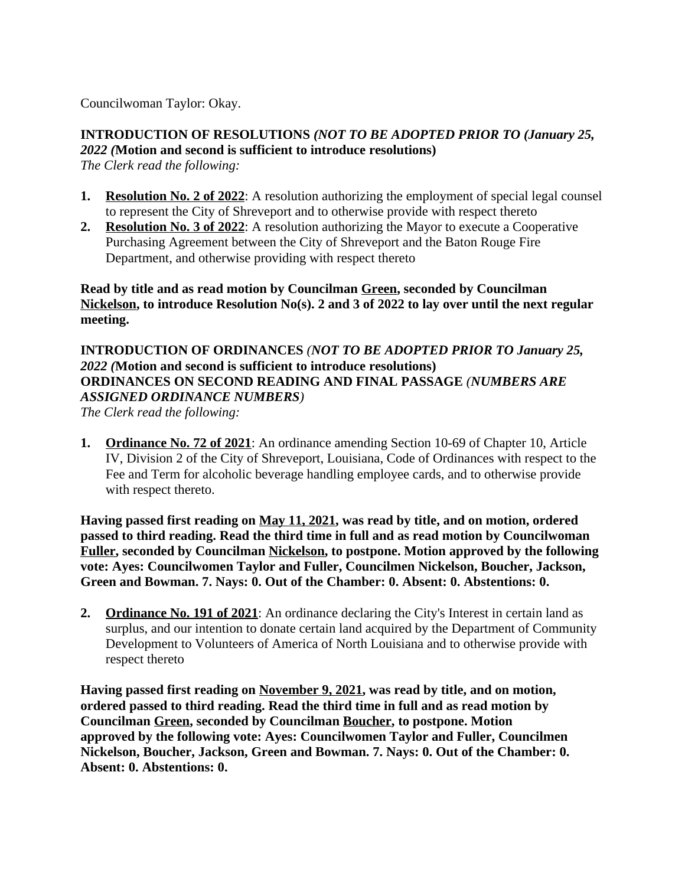Councilwoman Taylor: Okay.

**INTRODUCTION OF RESOLUTIONS *(NOT TO BE ADOPTED PRIOR TO (January 25, 2022 (*Motion and second is sufficient to introduce resolutions)**
*The Clerk read the following:*

1. **Resolution No. 2 of 2022**: A resolution authorizing the employment of special legal counsel to represent the City of Shreveport and to otherwise provide with respect thereto
2. **Resolution No. 3 of 2022**: A resolution authorizing the Mayor to execute a Cooperative Purchasing Agreement between the City of Shreveport and the Baton Rouge Fire Department, and otherwise providing with respect thereto

**Read by title and as read motion by Councilman Green, seconded by Councilman Nickelson, to introduce Resolution No(s). 2 and 3 of 2022 to lay over until the next regular meeting.**

**INTRODUCTION OF ORDINANCES *(NOT TO BE ADOPTED PRIOR TO January 25, 2022 (*Motion and second is sufficient to introduce resolutions)**
**ORDINANCES ON SECOND READING AND FINAL PASSAGE *(NUMBERS ARE ASSIGNED ORDINANCE NUMBERS)***
*The Clerk read the following:*

1. **Ordinance No. 72 of 2021**: An ordinance amending Section 10-69 of Chapter 10, Article IV, Division 2 of the City of Shreveport, Louisiana, Code of Ordinances with respect to the Fee and Term for alcoholic beverage handling employee cards, and to otherwise provide with respect thereto.

**Having passed first reading on May 11, 2021, was read by title, and on motion, ordered passed to third reading. Read the third time in full and as read motion by Councilwoman Fuller, seconded by Councilman Nickelson, to postpone. Motion approved by the following vote: Ayes: Councilwomen Taylor and Fuller, Councilmen Nickelson, Boucher, Jackson, Green and Bowman. 7. Nays: 0. Out of the Chamber: 0. Absent: 0. Abstentions: 0.**

2. **Ordinance No. 191 of 2021**: An ordinance declaring the City's Interest in certain land as surplus, and our intention to donate certain land acquired by the Department of Community Development to Volunteers of America of North Louisiana and to otherwise provide with respect thereto

**Having passed first reading on November 9, 2021, was read by title, and on motion, ordered passed to third reading. Read the third time in full and as read motion by Councilman Green, seconded by Councilman Boucher, to postpone. Motion approved by the following vote: Ayes: Councilwomen Taylor and Fuller, Councilmen Nickelson, Boucher, Jackson, Green and Bowman. 7. Nays: 0. Out of the Chamber: 0. Absent: 0. Abstentions: 0.**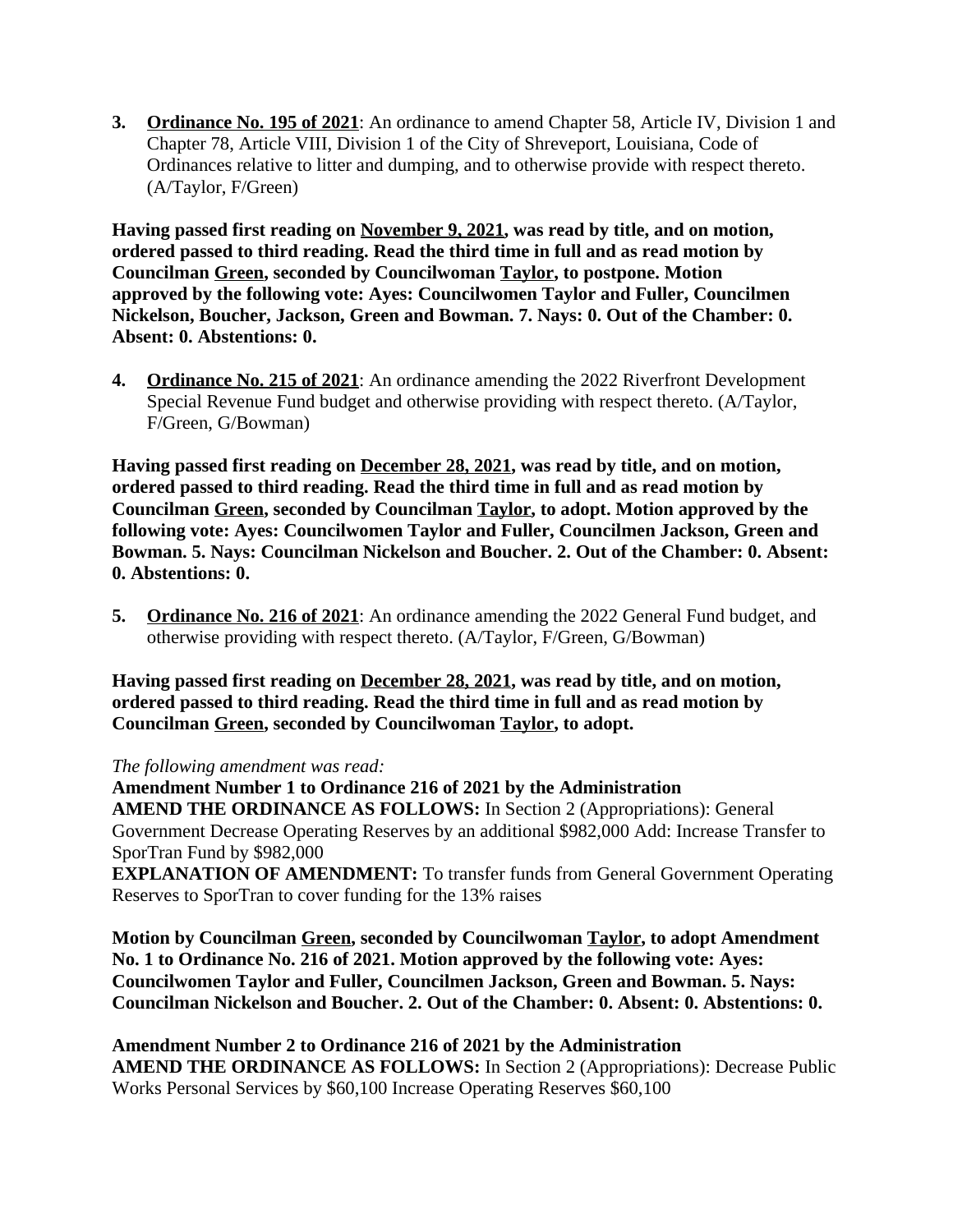3. **Ordinance No. 195 of 2021**: An ordinance to amend Chapter 58, Article IV, Division 1 and Chapter 78, Article VIII, Division 1 of the City of Shreveport, Louisiana, Code of Ordinances relative to litter and dumping, and to otherwise provide with respect thereto. (A/Taylor, F/Green)

**Having passed first reading on November 9, 2021, was read by title, and on motion, ordered passed to third reading. Read the third time in full and as read motion by Councilman Green, seconded by Councilwoman Taylor, to postpone. Motion approved by the following vote: Ayes: Councilwomen Taylor and Fuller, Councilmen Nickelson, Boucher, Jackson, Green and Bowman. 7. Nays: 0. Out of the Chamber: 0. Absent: 0. Abstentions: 0.**

4. **Ordinance No. 215 of 2021**: An ordinance amending the 2022 Riverfront Development Special Revenue Fund budget and otherwise providing with respect thereto. (A/Taylor, F/Green, G/Bowman)

**Having passed first reading on December 28, 2021, was read by title, and on motion, ordered passed to third reading. Read the third time in full and as read motion by Councilman Green, seconded by Councilman Taylor, to adopt. Motion approved by the following vote: Ayes: Councilwomen Taylor and Fuller, Councilmen Jackson, Green and Bowman. 5. Nays: Councilman Nickelson and Boucher. 2. Out of the Chamber: 0. Absent: 0. Abstentions: 0.**

5. **Ordinance No. 216 of 2021**: An ordinance amending the 2022 General Fund budget, and otherwise providing with respect thereto. (A/Taylor, F/Green, G/Bowman)

**Having passed first reading on December 28, 2021, was read by title, and on motion, ordered passed to third reading. Read the third time in full and as read motion by Councilman Green, seconded by Councilwoman Taylor, to adopt.**

*The following amendment was read:*
**Amendment Number 1 to Ordinance 216 of 2021 by the Administration**
**AMEND THE ORDINANCE AS FOLLOWS:** In Section 2 (Appropriations): General Government Decrease Operating Reserves by an additional $982,000 Add: Increase Transfer to SporTran Fund by $982,000
**EXPLANATION OF AMENDMENT:** To transfer funds from General Government Operating Reserves to SporTran to cover funding for the 13% raises

**Motion by Councilman Green, seconded by Councilwoman Taylor, to adopt Amendment No. 1 to Ordinance No. 216 of 2021. Motion approved by the following vote: Ayes: Councilwomen Taylor and Fuller, Councilmen Jackson, Green and Bowman. 5. Nays: Councilman Nickelson and Boucher. 2. Out of the Chamber: 0. Absent: 0. Abstentions: 0.**

**Amendment Number 2 to Ordinance 216 of 2021 by the Administration**
**AMEND THE ORDINANCE AS FOLLOWS:** In Section 2 (Appropriations): Decrease Public Works Personal Services by $60,100 Increase Operating Reserves $60,100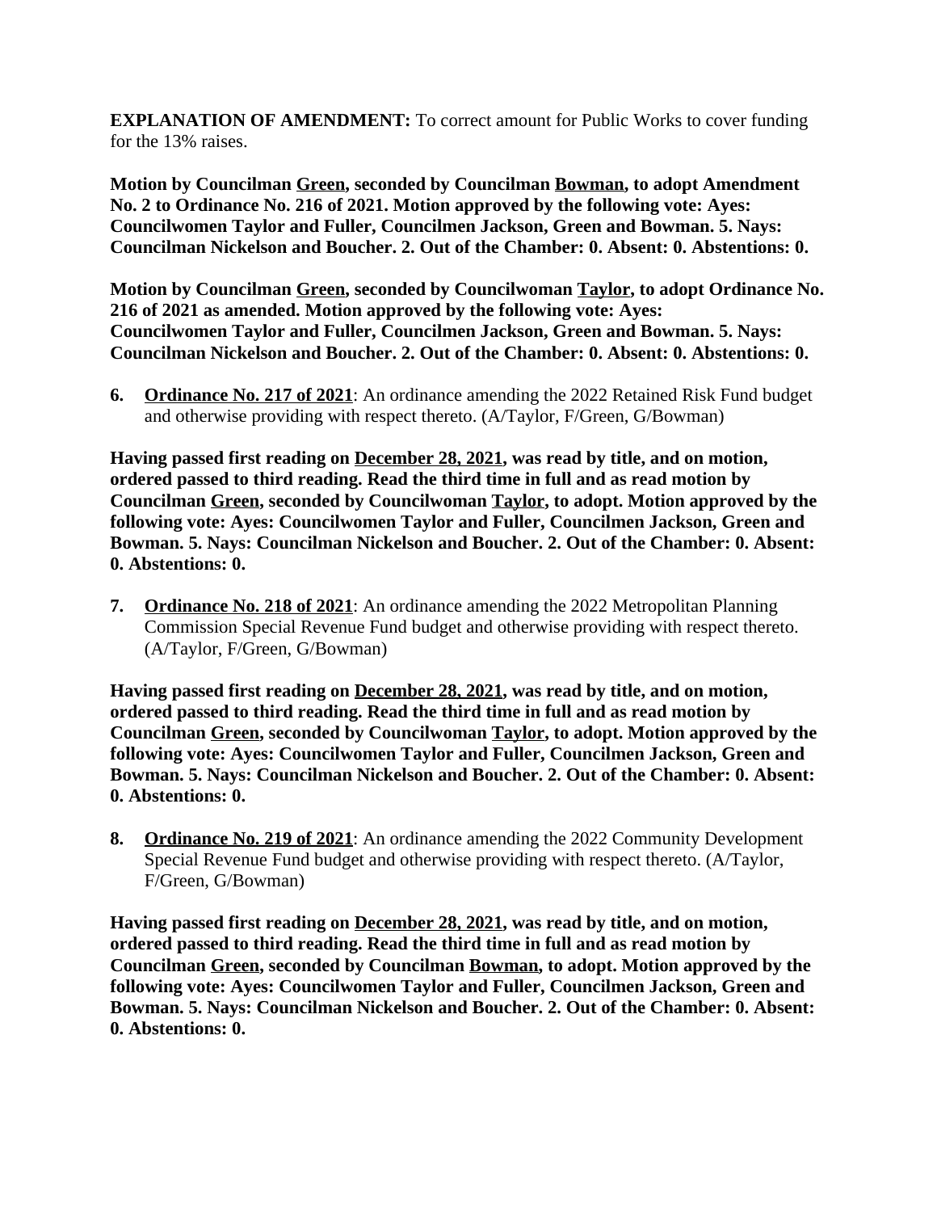**EXPLANATION OF AMENDMENT:** To correct amount for Public Works to cover funding for the 13% raises.

**Motion by Councilman <u>Green</u>, seconded by Councilman <u>Bowman</u>, to adopt Amendment No. 2 to Ordinance No. 216 of 2021. Motion approved by the following vote: Ayes: Councilwomen Taylor and Fuller, Councilmen Jackson, Green and Bowman. 5. Nays: Councilman Nickelson and Boucher. 2. Out of the Chamber: 0. Absent: 0. Abstentions: 0.**

**Motion by Councilman <u>Green</u>, seconded by Councilwoman <u>Taylor</u>, to adopt Ordinance No. 216 of 2021 as amended. Motion approved by the following vote: Ayes: Councilwomen Taylor and Fuller, Councilmen Jackson, Green and Bowman. 5. Nays: Councilman Nickelson and Boucher. 2. Out of the Chamber: 0. Absent: 0. Abstentions: 0.**

6. **<u>Ordinance No. 217 of 2021</u>**: An ordinance amending the 2022 Retained Risk Fund budget and otherwise providing with respect thereto. (A/Taylor, F/Green, G/Bowman)

**Having passed first reading on <u>December 28, 2021</u>, was read by title, and on motion, ordered passed to third reading. Read the third time in full and as read motion by Councilman <u>Green</u>, seconded by Councilwoman <u>Taylor</u>, to adopt. Motion approved by the following vote: Ayes: Councilwomen Taylor and Fuller, Councilmen Jackson, Green and Bowman. 5. Nays: Councilman Nickelson and Boucher. 2. Out of the Chamber: 0. Absent: 0. Abstentions: 0.**

7. **<u>Ordinance No. 218 of 2021</u>**: An ordinance amending the 2022 Metropolitan Planning Commission Special Revenue Fund budget and otherwise providing with respect thereto. (A/Taylor, F/Green, G/Bowman)

**Having passed first reading on <u>December 28, 2021</u>, was read by title, and on motion, ordered passed to third reading. Read the third time in full and as read motion by Councilman <u>Green</u>, seconded by Councilwoman <u>Taylor</u>, to adopt. Motion approved by the following vote: Ayes: Councilwomen Taylor and Fuller, Councilmen Jackson, Green and Bowman. 5. Nays: Councilman Nickelson and Boucher. 2. Out of the Chamber: 0. Absent: 0. Abstentions: 0.**

8. **<u>Ordinance No. 219 of 2021</u>**: An ordinance amending the 2022 Community Development Special Revenue Fund budget and otherwise providing with respect thereto. (A/Taylor, F/Green, G/Bowman)

**Having passed first reading on <u>December 28, 2021</u>, was read by title, and on motion, ordered passed to third reading. Read the third time in full and as read motion by Councilman <u>Green</u>, seconded by Councilman <u>Bowman</u>, to adopt. Motion approved by the following vote: Ayes: Councilwomen Taylor and Fuller, Councilmen Jackson, Green and Bowman. 5. Nays: Councilman Nickelson and Boucher. 2. Out of the Chamber: 0. Absent: 0. Abstentions: 0.**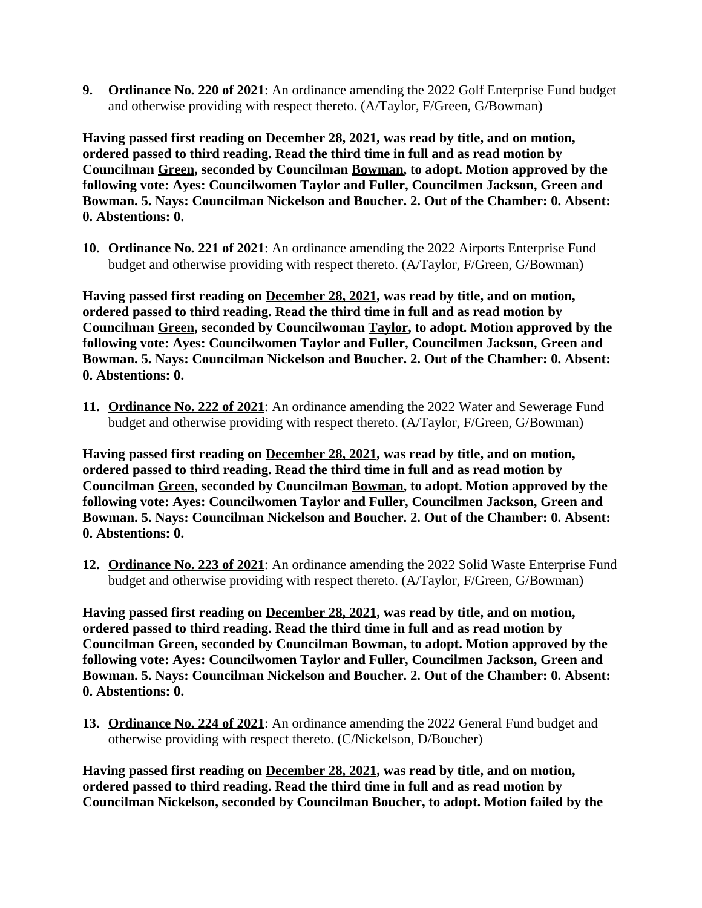9. **Ordinance No. 220 of 2021**: An ordinance amending the 2022 Golf Enterprise Fund budget and otherwise providing with respect thereto. (A/Taylor, F/Green, G/Bowman)

**Having passed first reading on December 28, 2021, was read by title, and on motion, ordered passed to third reading. Read the third time in full and as read motion by Councilman Green, seconded by Councilman Bowman, to adopt. Motion approved by the following vote: Ayes: Councilwomen Taylor and Fuller, Councilmen Jackson, Green and Bowman. 5. Nays: Councilman Nickelson and Boucher. 2. Out of the Chamber: 0. Absent: 0. Abstentions: 0.**

10. **Ordinance No. 221 of 2021**: An ordinance amending the 2022 Airports Enterprise Fund budget and otherwise providing with respect thereto. (A/Taylor, F/Green, G/Bowman)

**Having passed first reading on December 28, 2021, was read by title, and on motion, ordered passed to third reading. Read the third time in full and as read motion by Councilman Green, seconded by Councilwoman Taylor, to adopt. Motion approved by the following vote: Ayes: Councilwomen Taylor and Fuller, Councilmen Jackson, Green and Bowman. 5. Nays: Councilman Nickelson and Boucher. 2. Out of the Chamber: 0. Absent: 0. Abstentions: 0.**

11. **Ordinance No. 222 of 2021**: An ordinance amending the 2022 Water and Sewerage Fund budget and otherwise providing with respect thereto. (A/Taylor, F/Green, G/Bowman)

**Having passed first reading on December 28, 2021, was read by title, and on motion, ordered passed to third reading. Read the third time in full and as read motion by Councilman Green, seconded by Councilman Bowman, to adopt. Motion approved by the following vote: Ayes: Councilwomen Taylor and Fuller, Councilmen Jackson, Green and Bowman. 5. Nays: Councilman Nickelson and Boucher. 2. Out of the Chamber: 0. Absent: 0. Abstentions: 0.**

12. **Ordinance No. 223 of 2021**: An ordinance amending the 2022 Solid Waste Enterprise Fund budget and otherwise providing with respect thereto. (A/Taylor, F/Green, G/Bowman)

**Having passed first reading on December 28, 2021, was read by title, and on motion, ordered passed to third reading. Read the third time in full and as read motion by Councilman Green, seconded by Councilman Bowman, to adopt. Motion approved by the following vote: Ayes: Councilwomen Taylor and Fuller, Councilmen Jackson, Green and Bowman. 5. Nays: Councilman Nickelson and Boucher. 2. Out of the Chamber: 0. Absent: 0. Abstentions: 0.**

13. **Ordinance No. 224 of 2021**: An ordinance amending the 2022 General Fund budget and otherwise providing with respect thereto. (C/Nickelson, D/Boucher)

**Having passed first reading on December 28, 2021, was read by title, and on motion, ordered passed to third reading. Read the third time in full and as read motion by Councilman Nickelson, seconded by Councilman Boucher, to adopt. Motion failed by the**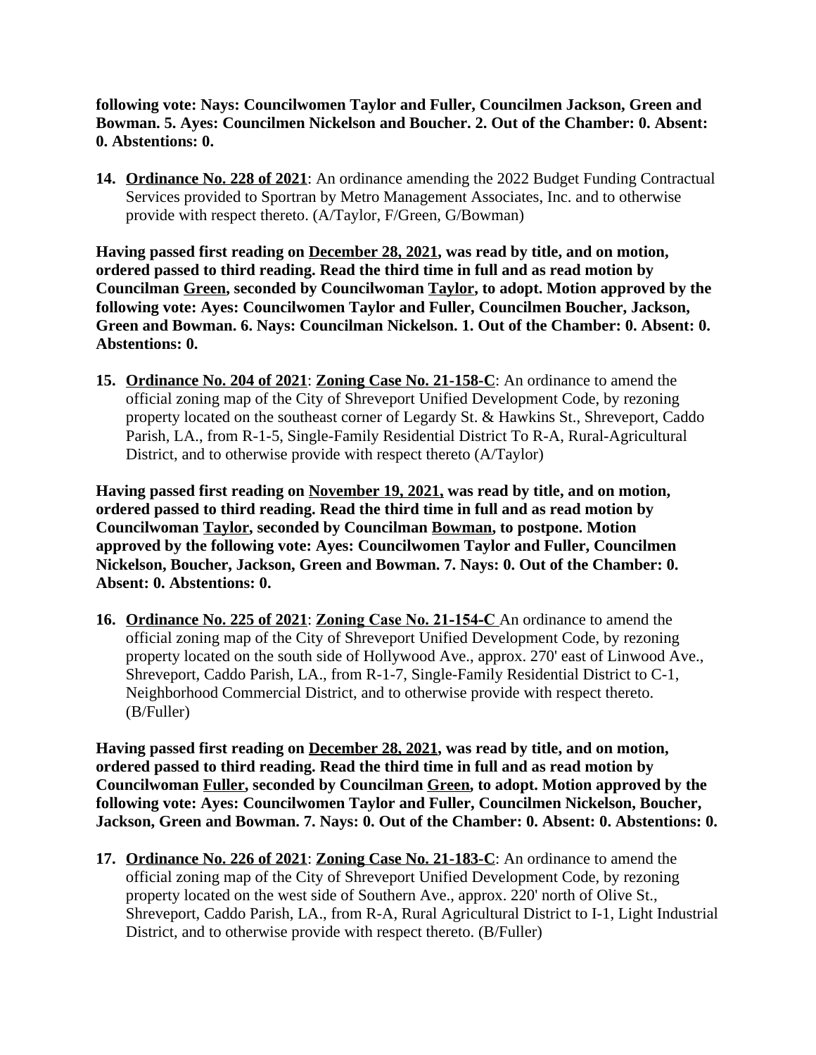**following vote: Nays: Councilwomen Taylor and Fuller, Councilmen Jackson, Green and Bowman. 5. Ayes: Councilmen Nickelson and Boucher. 2. Out of the Chamber: 0. Absent: 0. Abstentions: 0.**

14. **Ordinance No. 228 of 2021**: An ordinance amending the 2022 Budget Funding Contractual Services provided to Sportran by Metro Management Associates, Inc. and to otherwise provide with respect thereto. (A/Taylor, F/Green, G/Bowman)

**Having passed first reading on December 28, 2021, was read by title, and on motion, ordered passed to third reading. Read the third time in full and as read motion by Councilman Green, seconded by Councilwoman Taylor, to adopt. Motion approved by the following vote: Ayes: Councilwomen Taylor and Fuller, Councilmen Boucher, Jackson, Green and Bowman. 6. Nays: Councilman Nickelson. 1. Out of the Chamber: 0. Absent: 0. Abstentions: 0.**

15. **Ordinance No. 204 of 2021**: **Zoning Case No. 21-158-C**: An ordinance to amend the official zoning map of the City of Shreveport Unified Development Code, by rezoning property located on the southeast corner of Legardy St. & Hawkins St., Shreveport, Caddo Parish, LA., from R-1-5, Single-Family Residential District To R-A, Rural-Agricultural District, and to otherwise provide with respect thereto (A/Taylor)

**Having passed first reading on November 19, 2021, was read by title, and on motion, ordered passed to third reading. Read the third time in full and as read motion by Councilwoman Taylor, seconded by Councilman Bowman, to postpone. Motion approved by the following vote: Ayes: Councilwomen Taylor and Fuller, Councilmen Nickelson, Boucher, Jackson, Green and Bowman. 7. Nays: 0. Out of the Chamber: 0. Absent: 0. Abstentions: 0.**

16. **Ordinance No. 225 of 2021**: **Zoning Case No. 21-154-C** An ordinance to amend the official zoning map of the City of Shreveport Unified Development Code, by rezoning property located on the south side of Hollywood Ave., approx. 270' east of Linwood Ave., Shreveport, Caddo Parish, LA., from R-1-7, Single-Family Residential District to C-1, Neighborhood Commercial District, and to otherwise provide with respect thereto. (B/Fuller)

**Having passed first reading on December 28, 2021, was read by title, and on motion, ordered passed to third reading. Read the third time in full and as read motion by Councilwoman Fuller, seconded by Councilman Green, to adopt. Motion approved by the following vote: Ayes: Councilwomen Taylor and Fuller, Councilmen Nickelson, Boucher, Jackson, Green and Bowman. 7. Nays: 0. Out of the Chamber: 0. Absent: 0. Abstentions: 0.**

17. **Ordinance No. 226 of 2021**: **Zoning Case No. 21-183-C**: An ordinance to amend the official zoning map of the City of Shreveport Unified Development Code, by rezoning property located on the west side of Southern Ave., approx. 220' north of Olive St., Shreveport, Caddo Parish, LA., from R-A, Rural Agricultural District to I-1, Light Industrial District, and to otherwise provide with respect thereto. (B/Fuller)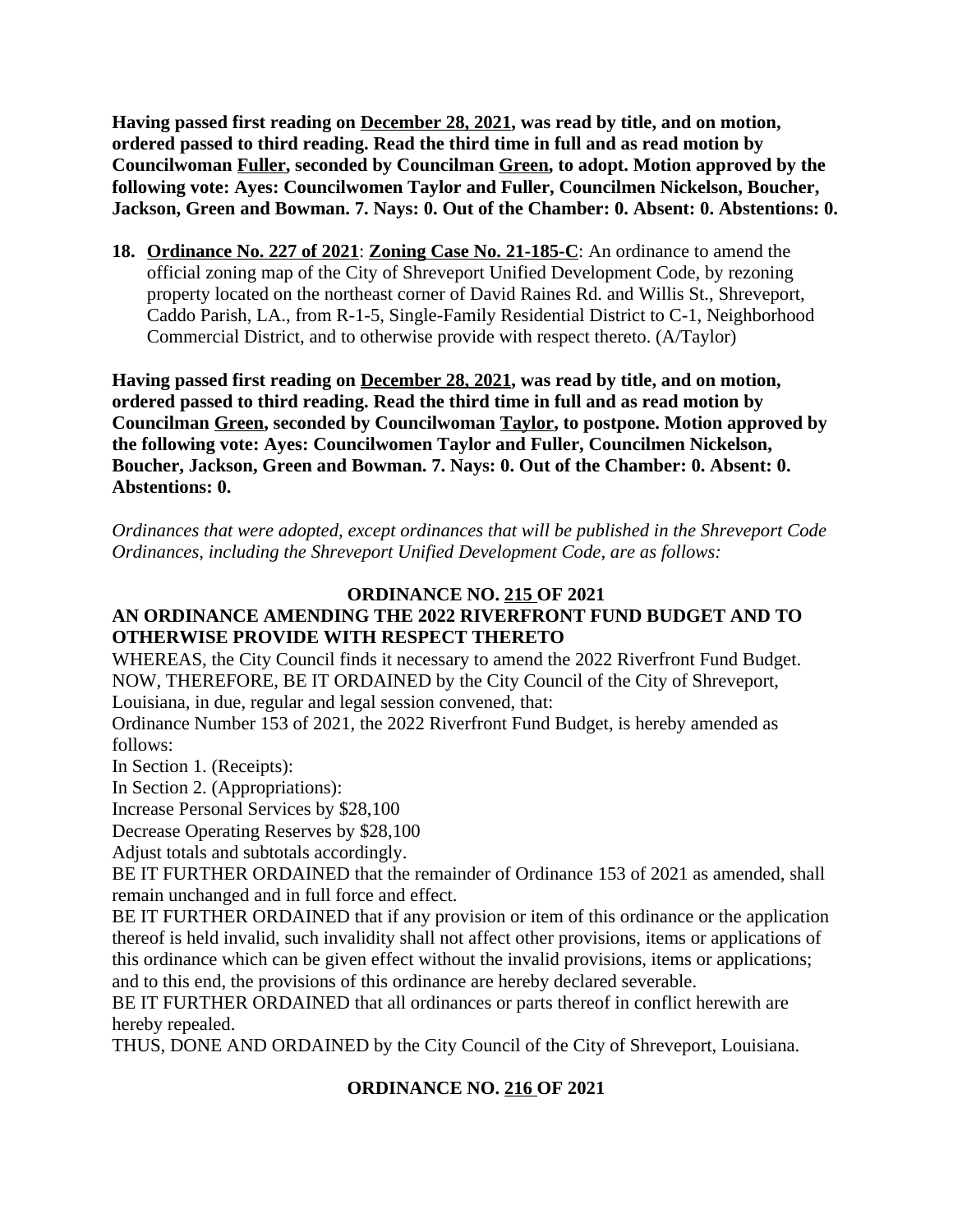**Having passed first reading on December 28, 2021, was read by title, and on motion, ordered passed to third reading. Read the third time in full and as read motion by Councilwoman Fuller, seconded by Councilman Green, to adopt. Motion approved by the following vote: Ayes: Councilwomen Taylor and Fuller, Councilmen Nickelson, Boucher, Jackson, Green and Bowman. 7. Nays: 0. Out of the Chamber: 0. Absent: 0. Abstentions: 0.**

**18. Ordinance No. 227 of 2021**: **Zoning Case No. 21-185-C**: An ordinance to amend the official zoning map of the City of Shreveport Unified Development Code, by rezoning property located on the northeast corner of David Raines Rd. and Willis St., Shreveport, Caddo Parish, LA., from R-1-5, Single-Family Residential District to C-1, Neighborhood Commercial District, and to otherwise provide with respect thereto. (A/Taylor)

**Having passed first reading on December 28, 2021, was read by title, and on motion, ordered passed to third reading. Read the third time in full and as read motion by Councilman Green, seconded by Councilwoman Taylor, to postpone. Motion approved by the following vote: Ayes: Councilwomen Taylor and Fuller, Councilmen Nickelson, Boucher, Jackson, Green and Bowman. 7. Nays: 0. Out of the Chamber: 0. Absent: 0. Abstentions: 0.**

*Ordinances that were adopted, except ordinances that will be published in the Shreveport Code Ordinances, including the Shreveport Unified Development Code, are as follows:*

**ORDINANCE NO. 215 OF 2021**

**AN ORDINANCE AMENDING THE 2022 RIVERFRONT FUND BUDGET AND TO OTHERWISE PROVIDE WITH RESPECT THERETO**

WHEREAS, the City Council finds it necessary to amend the 2022 Riverfront Fund Budget.

NOW, THEREFORE, BE IT ORDAINED by the City Council of the City of Shreveport, Louisiana, in due, regular and legal session convened, that:

Ordinance Number 153 of 2021, the 2022 Riverfront Fund Budget, is hereby amended as follows:

In Section 1. (Receipts):

In Section 2. (Appropriations):

Increase Personal Services by $28,100

Decrease Operating Reserves by $28,100

Adjust totals and subtotals accordingly.

BE IT FURTHER ORDAINED that the remainder of Ordinance 153 of 2021 as amended, shall remain unchanged and in full force and effect.

BE IT FURTHER ORDAINED that if any provision or item of this ordinance or the application thereof is held invalid, such invalidity shall not affect other provisions, items or applications of this ordinance which can be given effect without the invalid provisions, items or applications; and to this end, the provisions of this ordinance are hereby declared severable.

BE IT FURTHER ORDAINED that all ordinances or parts thereof in conflict herewith are hereby repealed.

THUS, DONE AND ORDAINED by the City Council of the City of Shreveport, Louisiana.

**ORDINANCE NO. 216 OF 2021**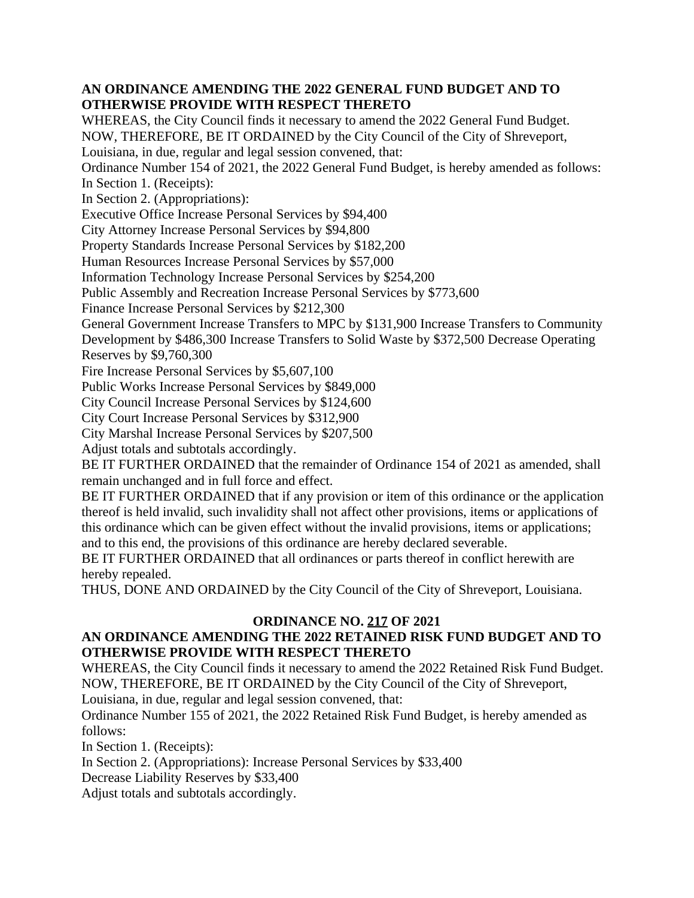**AN ORDINANCE AMENDING THE 2022 GENERAL FUND BUDGET AND TO OTHERWISE PROVIDE WITH RESPECT THERETO**

WHEREAS, the City Council finds it necessary to amend the 2022 General Fund Budget.
NOW, THEREFORE, BE IT ORDAINED by the City Council of the City of Shreveport, Louisiana, in due, regular and legal session convened, that:
Ordinance Number 154 of 2021, the 2022 General Fund Budget, is hereby amended as follows:
In Section 1. (Receipts):
In Section 2. (Appropriations):
Executive Office Increase Personal Services by $94,400
City Attorney Increase Personal Services by $94,800
Property Standards Increase Personal Services by $182,200
Human Resources Increase Personal Services by $57,000
Information Technology Increase Personal Services by $254,200
Public Assembly and Recreation Increase Personal Services by $773,600
Finance Increase Personal Services by $212,300
General Government Increase Transfers to MPC by $131,900 Increase Transfers to Community Development by $486,300 Increase Transfers to Solid Waste by $372,500 Decrease Operating Reserves by $9,760,300
Fire Increase Personal Services by $5,607,100
Public Works Increase Personal Services by $849,000
City Council Increase Personal Services by $124,600
City Court Increase Personal Services by $312,900
City Marshal Increase Personal Services by $207,500
Adjust totals and subtotals accordingly.
BE IT FURTHER ORDAINED that the remainder of Ordinance 154 of 2021 as amended, shall remain unchanged and in full force and effect.
BE IT FURTHER ORDAINED that if any provision or item of this ordinance or the application thereof is held invalid, such invalidity shall not affect other provisions, items or applications of this ordinance which can be given effect without the invalid provisions, items or applications; and to this end, the provisions of this ordinance are hereby declared severable.
BE IT FURTHER ORDAINED that all ordinances or parts thereof in conflict herewith are hereby repealed.
THUS, DONE AND ORDAINED by the City Council of the City of Shreveport, Louisiana.

**ORDINANCE NO. 217 OF 2021**

**AN ORDINANCE AMENDING THE 2022 RETAINED RISK FUND BUDGET AND TO OTHERWISE PROVIDE WITH RESPECT THERETO**

WHEREAS, the City Council finds it necessary to amend the 2022 Retained Risk Fund Budget.
NOW, THEREFORE, BE IT ORDAINED by the City Council of the City of Shreveport, Louisiana, in due, regular and legal session convened, that:
Ordinance Number 155 of 2021, the 2022 Retained Risk Fund Budget, is hereby amended as follows:
In Section 1. (Receipts):
In Section 2. (Appropriations): Increase Personal Services by $33,400
Decrease Liability Reserves by $33,400
Adjust totals and subtotals accordingly.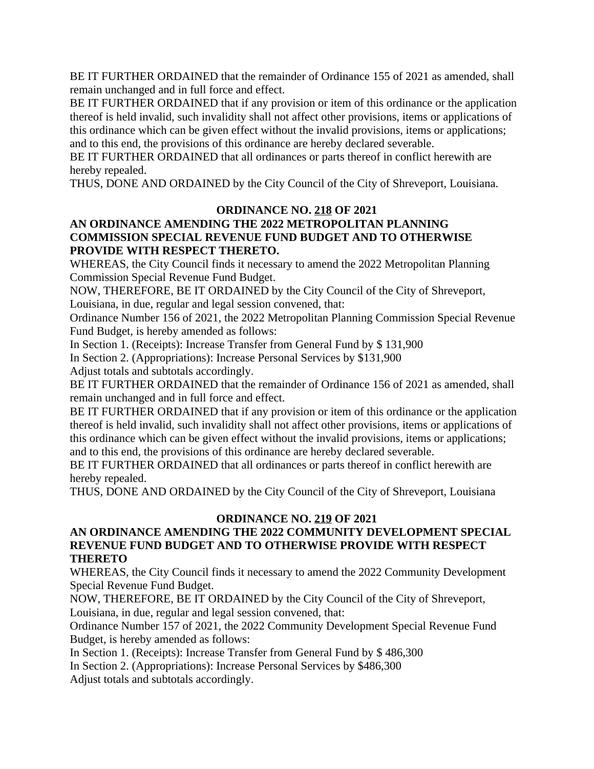BE IT FURTHER ORDAINED that the remainder of Ordinance 155 of 2021 as amended, shall remain unchanged and in full force and effect.

BE IT FURTHER ORDAINED that if any provision or item of this ordinance or the application thereof is held invalid, such invalidity shall not affect other provisions, items or applications of this ordinance which can be given effect without the invalid provisions, items or applications; and to this end, the provisions of this ordinance are hereby declared severable.

BE IT FURTHER ORDAINED that all ordinances or parts thereof in conflict herewith are hereby repealed.

THUS, DONE AND ORDAINED by the City Council of the City of Shreveport, Louisiana.

**ORDINANCE NO. 218 OF 2021**

**AN ORDINANCE AMENDING THE 2022 METROPOLITAN PLANNING COMMISSION SPECIAL REVENUE FUND BUDGET AND TO OTHERWISE PROVIDE WITH RESPECT THERETO.**

WHEREAS, the City Council finds it necessary to amend the 2022 Metropolitan Planning Commission Special Revenue Fund Budget.

NOW, THEREFORE, BE IT ORDAINED by the City Council of the City of Shreveport, Louisiana, in due, regular and legal session convened, that:

Ordinance Number 156 of 2021, the 2022 Metropolitan Planning Commission Special Revenue Fund Budget, is hereby amended as follows:

In Section 1. (Receipts): Increase Transfer from General Fund by $ 131,900

In Section 2. (Appropriations): Increase Personal Services by $131,900

Adjust totals and subtotals accordingly.

BE IT FURTHER ORDAINED that the remainder of Ordinance 156 of 2021 as amended, shall remain unchanged and in full force and effect.

BE IT FURTHER ORDAINED that if any provision or item of this ordinance or the application thereof is held invalid, such invalidity shall not affect other provisions, items or applications of this ordinance which can be given effect without the invalid provisions, items or applications; and to this end, the provisions of this ordinance are hereby declared severable.

BE IT FURTHER ORDAINED that all ordinances or parts thereof in conflict herewith are hereby repealed.

THUS, DONE AND ORDAINED by the City Council of the City of Shreveport, Louisiana

**ORDINANCE NO. 219 OF 2021**

**AN ORDINANCE AMENDING THE 2022 COMMUNITY DEVELOPMENT SPECIAL REVENUE FUND BUDGET AND TO OTHERWISE PROVIDE WITH RESPECT THERETO**

WHEREAS, the City Council finds it necessary to amend the 2022 Community Development Special Revenue Fund Budget.

NOW, THEREFORE, BE IT ORDAINED by the City Council of the City of Shreveport, Louisiana, in due, regular and legal session convened, that:

Ordinance Number 157 of 2021, the 2022 Community Development Special Revenue Fund Budget, is hereby amended as follows:

In Section 1. (Receipts): Increase Transfer from General Fund by $ 486,300

In Section 2. (Appropriations): Increase Personal Services by $486,300

Adjust totals and subtotals accordingly.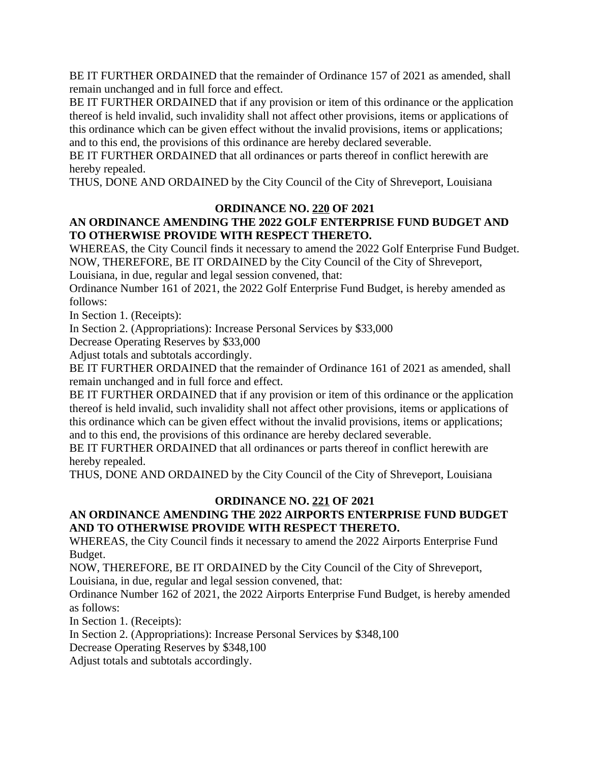BE IT FURTHER ORDAINED that the remainder of Ordinance 157 of 2021 as amended, shall remain unchanged and in full force and effect.
BE IT FURTHER ORDAINED that if any provision or item of this ordinance or the application thereof is held invalid, such invalidity shall not affect other provisions, items or applications of this ordinance which can be given effect without the invalid provisions, items or applications; and to this end, the provisions of this ordinance are hereby declared severable.
BE IT FURTHER ORDAINED that all ordinances or parts thereof in conflict herewith are hereby repealed.
THUS, DONE AND ORDAINED by the City Council of the City of Shreveport, Louisiana

**ORDINANCE NO. 220 OF 2021**

**AN ORDINANCE AMENDING THE 2022 GOLF ENTERPRISE FUND BUDGET AND TO OTHERWISE PROVIDE WITH RESPECT THERETO.**

WHEREAS, the City Council finds it necessary to amend the 2022 Golf Enterprise Fund Budget.
NOW, THEREFORE, BE IT ORDAINED by the City Council of the City of Shreveport, Louisiana, in due, regular and legal session convened, that:
Ordinance Number 161 of 2021, the 2022 Golf Enterprise Fund Budget, is hereby amended as follows:
In Section 1. (Receipts):
In Section 2. (Appropriations): Increase Personal Services by $33,000
Decrease Operating Reserves by $33,000
Adjust totals and subtotals accordingly.
BE IT FURTHER ORDAINED that the remainder of Ordinance 161 of 2021 as amended, shall remain unchanged and in full force and effect.
BE IT FURTHER ORDAINED that if any provision or item of this ordinance or the application thereof is held invalid, such invalidity shall not affect other provisions, items or applications of this ordinance which can be given effect without the invalid provisions, items or applications; and to this end, the provisions of this ordinance are hereby declared severable.
BE IT FURTHER ORDAINED that all ordinances or parts thereof in conflict herewith are hereby repealed.
THUS, DONE AND ORDAINED by the City Council of the City of Shreveport, Louisiana

**ORDINANCE NO. 221 OF 2021**

**AN ORDINANCE AMENDING THE 2022 AIRPORTS ENTERPRISE FUND BUDGET AND TO OTHERWISE PROVIDE WITH RESPECT THERETO.**

WHEREAS, the City Council finds it necessary to amend the 2022 Airports Enterprise Fund Budget.
NOW, THEREFORE, BE IT ORDAINED by the City Council of the City of Shreveport, Louisiana, in due, regular and legal session convened, that:
Ordinance Number 162 of 2021, the 2022 Airports Enterprise Fund Budget, is hereby amended as follows:
In Section 1. (Receipts):
In Section 2. (Appropriations): Increase Personal Services by $348,100
Decrease Operating Reserves by $348,100
Adjust totals and subtotals accordingly.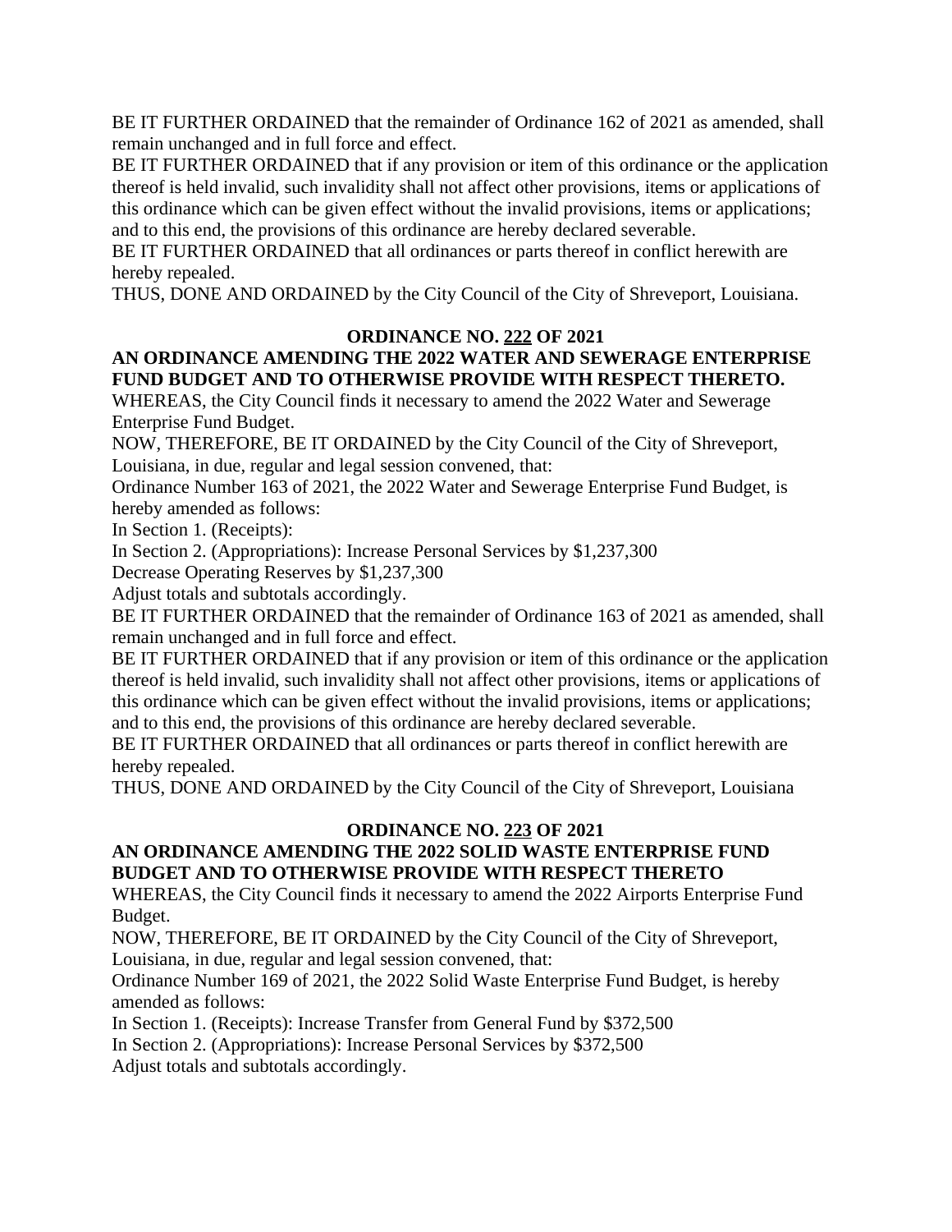BE IT FURTHER ORDAINED that the remainder of Ordinance 162 of 2021 as amended, shall remain unchanged and in full force and effect.

BE IT FURTHER ORDAINED that if any provision or item of this ordinance or the application thereof is held invalid, such invalidity shall not affect other provisions, items or applications of this ordinance which can be given effect without the invalid provisions, items or applications; and to this end, the provisions of this ordinance are hereby declared severable.

BE IT FURTHER ORDAINED that all ordinances or parts thereof in conflict herewith are hereby repealed.

THUS, DONE AND ORDAINED by the City Council of the City of Shreveport, Louisiana.

**ORDINANCE NO. <u>222</u> OF 2021**

**AN ORDINANCE AMENDING THE 2022 WATER AND SEWERAGE ENTERPRISE FUND BUDGET AND TO OTHERWISE PROVIDE WITH RESPECT THERETO.**

WHEREAS, the City Council finds it necessary to amend the 2022 Water and Sewerage Enterprise Fund Budget.

NOW, THEREFORE, BE IT ORDAINED by the City Council of the City of Shreveport, Louisiana, in due, regular and legal session convened, that:

Ordinance Number 163 of 2021, the 2022 Water and Sewerage Enterprise Fund Budget, is hereby amended as follows:

In Section 1. (Receipts):

In Section 2. (Appropriations): Increase Personal Services by $1,237,300

Decrease Operating Reserves by $1,237,300

Adjust totals and subtotals accordingly.

BE IT FURTHER ORDAINED that the remainder of Ordinance 163 of 2021 as amended, shall remain unchanged and in full force and effect.

BE IT FURTHER ORDAINED that if any provision or item of this ordinance or the application thereof is held invalid, such invalidity shall not affect other provisions, items or applications of this ordinance which can be given effect without the invalid provisions, items or applications; and to this end, the provisions of this ordinance are hereby declared severable.

BE IT FURTHER ORDAINED that all ordinances or parts thereof in conflict herewith are hereby repealed.

THUS, DONE AND ORDAINED by the City Council of the City of Shreveport, Louisiana

**ORDINANCE NO. <u>223</u> OF 2021**

**AN ORDINANCE AMENDING THE 2022 SOLID WASTE ENTERPRISE FUND BUDGET AND TO OTHERWISE PROVIDE WITH RESPECT THERETO**

WHEREAS, the City Council finds it necessary to amend the 2022 Airports Enterprise Fund Budget.

NOW, THEREFORE, BE IT ORDAINED by the City Council of the City of Shreveport, Louisiana, in due, regular and legal session convened, that:

Ordinance Number 169 of 2021, the 2022 Solid Waste Enterprise Fund Budget, is hereby amended as follows:

In Section 1. (Receipts): Increase Transfer from General Fund by $372,500

In Section 2. (Appropriations): Increase Personal Services by $372,500

Adjust totals and subtotals accordingly.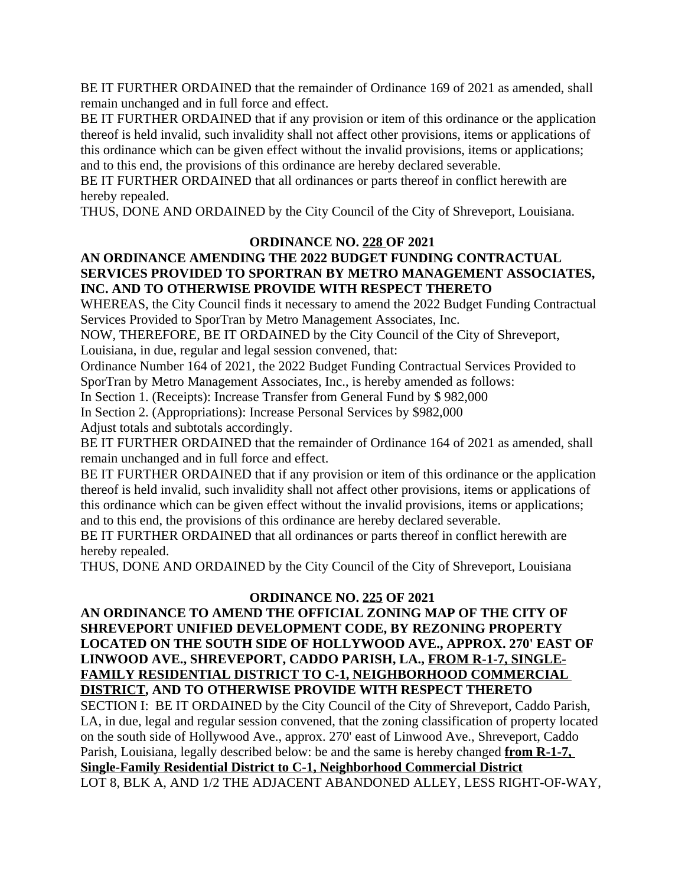BE IT FURTHER ORDAINED that the remainder of Ordinance 169 of 2021 as amended, shall remain unchanged and in full force and effect.

BE IT FURTHER ORDAINED that if any provision or item of this ordinance or the application thereof is held invalid, such invalidity shall not affect other provisions, items or applications of this ordinance which can be given effect without the invalid provisions, items or applications; and to this end, the provisions of this ordinance are hereby declared severable.

BE IT FURTHER ORDAINED that all ordinances or parts thereof in conflict herewith are hereby repealed.

THUS, DONE AND ORDAINED by the City Council of the City of Shreveport, Louisiana.

**ORDINANCE NO. 228 OF 2021**

**AN ORDINANCE AMENDING THE 2022 BUDGET FUNDING CONTRACTUAL SERVICES PROVIDED TO SPORTRAN BY METRO MANAGEMENT ASSOCIATES, INC. AND TO OTHERWISE PROVIDE WITH RESPECT THERETO**

WHEREAS, the City Council finds it necessary to amend the 2022 Budget Funding Contractual Services Provided to SporTran by Metro Management Associates, Inc.

NOW, THEREFORE, BE IT ORDAINED by the City Council of the City of Shreveport, Louisiana, in due, regular and legal session convened, that:

Ordinance Number 164 of 2021, the 2022 Budget Funding Contractual Services Provided to SporTran by Metro Management Associates, Inc., is hereby amended as follows:

In Section 1. (Receipts): Increase Transfer from General Fund by $ 982,000

In Section 2. (Appropriations): Increase Personal Services by $982,000

Adjust totals and subtotals accordingly.

BE IT FURTHER ORDAINED that the remainder of Ordinance 164 of 2021 as amended, shall remain unchanged and in full force and effect.

BE IT FURTHER ORDAINED that if any provision or item of this ordinance or the application thereof is held invalid, such invalidity shall not affect other provisions, items or applications of this ordinance which can be given effect without the invalid provisions, items or applications; and to this end, the provisions of this ordinance are hereby declared severable.

BE IT FURTHER ORDAINED that all ordinances or parts thereof in conflict herewith are hereby repealed.

THUS, DONE AND ORDAINED by the City Council of the City of Shreveport, Louisiana

**ORDINANCE NO. 225 OF 2021**

**AN ORDINANCE TO AMEND THE OFFICIAL ZONING MAP OF THE CITY OF SHREVEPORT UNIFIED DEVELOPMENT CODE, BY REZONING PROPERTY LOCATED ON THE SOUTH SIDE OF HOLLYWOOD AVE., APPROX. 270' EAST OF LINWOOD AVE., SHREVEPORT, CADDO PARISH, LA., FROM R-1-7, SINGLE-FAMILY RESIDENTIAL DISTRICT TO C-1, NEIGHBORHOOD COMMERCIAL DISTRICT, AND TO OTHERWISE PROVIDE WITH RESPECT THERETO**

SECTION I: BE IT ORDAINED by the City Council of the City of Shreveport, Caddo Parish, LA, in due, legal and regular session convened, that the zoning classification of property located on the south side of Hollywood Ave., approx. 270' east of Linwood Ave., Shreveport, Caddo Parish, Louisiana, legally described below: be and the same is hereby changed **from R-1-7, Single-Family Residential District to C-1, Neighborhood Commercial District**

LOT 8, BLK A, AND 1/2 THE ADJACENT ABANDONED ALLEY, LESS RIGHT-OF-WAY,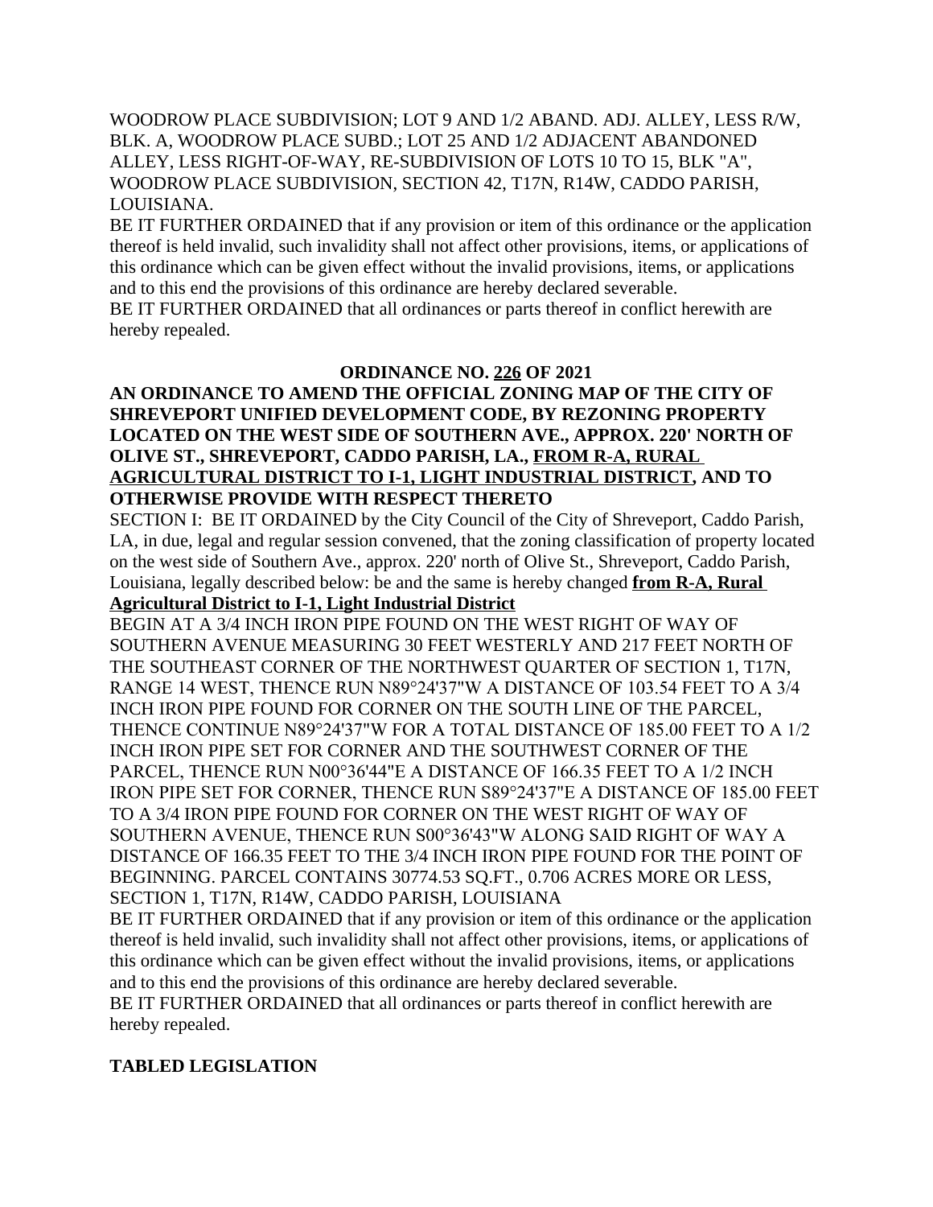WOODROW PLACE SUBDIVISION; LOT 9 AND 1/2 ABAND. ADJ. ALLEY, LESS R/W, BLK. A, WOODROW PLACE SUBD.; LOT 25 AND 1/2 ADJACENT ABANDONED ALLEY, LESS RIGHT-OF-WAY, RE-SUBDIVISION OF LOTS 10 TO 15, BLK "A", WOODROW PLACE SUBDIVISION, SECTION 42, T17N, R14W, CADDO PARISH, LOUISIANA.

BE IT FURTHER ORDAINED that if any provision or item of this ordinance or the application thereof is held invalid, such invalidity shall not affect other provisions, items, or applications of this ordinance which can be given effect without the invalid provisions, items, or applications and to this end the provisions of this ordinance are hereby declared severable.

BE IT FURTHER ORDAINED that all ordinances or parts thereof in conflict herewith are hereby repealed.

**ORDINANCE NO. 226 OF 2021**

**AN ORDINANCE TO AMEND THE OFFICIAL ZONING MAP OF THE CITY OF SHREVEPORT UNIFIED DEVELOPMENT CODE, BY REZONING PROPERTY LOCATED ON THE WEST SIDE OF SOUTHERN AVE., APPROX. 220' NORTH OF OLIVE ST., SHREVEPORT, CADDO PARISH, LA., FROM R-A, RURAL AGRICULTURAL DISTRICT TO I-1, LIGHT INDUSTRIAL DISTRICT, AND TO OTHERWISE PROVIDE WITH RESPECT THERETO**

SECTION I: BE IT ORDAINED by the City Council of the City of Shreveport, Caddo Parish, LA, in due, legal and regular session convened, that the zoning classification of property located on the west side of Southern Ave., approx. 220' north of Olive St., Shreveport, Caddo Parish, Louisiana, legally described below: be and the same is hereby changed **from R-A, Rural Agricultural District to I-1, Light Industrial District**

BEGIN AT A 3/4 INCH IRON PIPE FOUND ON THE WEST RIGHT OF WAY OF SOUTHERN AVENUE MEASURING 30 FEET WESTERLY AND 217 FEET NORTH OF THE SOUTHEAST CORNER OF THE NORTHWEST QUARTER OF SECTION 1, T17N, RANGE 14 WEST, THENCE RUN N89°24'37"W A DISTANCE OF 103.54 FEET TO A 3/4 INCH IRON PIPE FOUND FOR CORNER ON THE SOUTH LINE OF THE PARCEL, THENCE CONTINUE N89°24'37"W FOR A TOTAL DISTANCE OF 185.00 FEET TO A 1/2 INCH IRON PIPE SET FOR CORNER AND THE SOUTHWEST CORNER OF THE PARCEL, THENCE RUN N00°36'44"E A DISTANCE OF 166.35 FEET TO A 1/2 INCH IRON PIPE SET FOR CORNER, THENCE RUN S89°24'37"E A DISTANCE OF 185.00 FEET TO A 3/4 IRON PIPE FOUND FOR CORNER ON THE WEST RIGHT OF WAY OF SOUTHERN AVENUE, THENCE RUN S00°36'43"W ALONG SAID RIGHT OF WAY A DISTANCE OF 166.35 FEET TO THE 3/4 INCH IRON PIPE FOUND FOR THE POINT OF BEGINNING. PARCEL CONTAINS 30774.53 SQ.FT., 0.706 ACRES MORE OR LESS, SECTION 1, T17N, R14W, CADDO PARISH, LOUISIANA

BE IT FURTHER ORDAINED that if any provision or item of this ordinance or the application thereof is held invalid, such invalidity shall not affect other provisions, items, or applications of this ordinance which can be given effect without the invalid provisions, items, or applications and to this end the provisions of this ordinance are hereby declared severable.

BE IT FURTHER ORDAINED that all ordinances or parts thereof in conflict herewith are hereby repealed.

**TABLED LEGISLATION**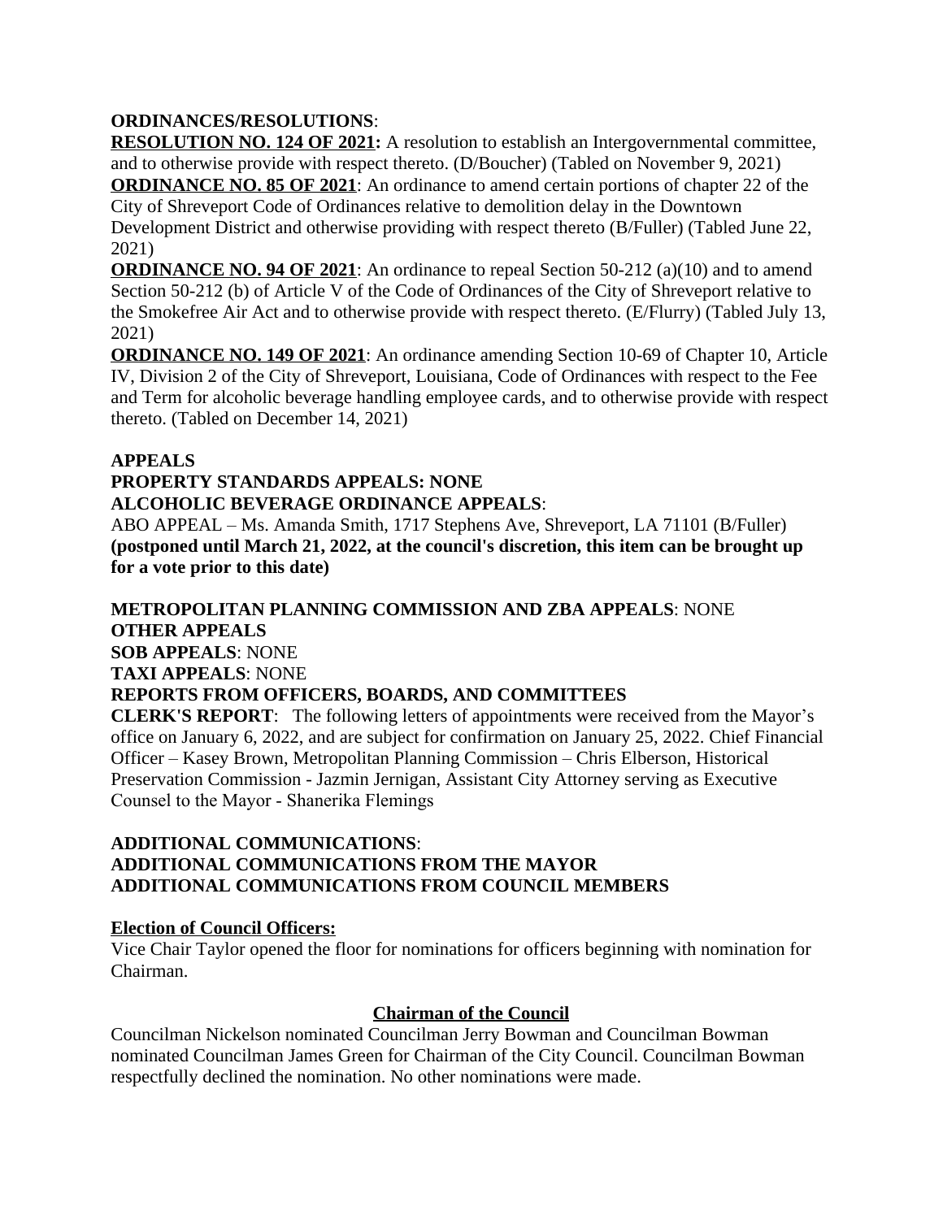**ORDINANCES/RESOLUTIONS**:

**RESOLUTION NO. 124 OF 2021:** A resolution to establish an Intergovernmental committee, and to otherwise provide with respect thereto. (D/Boucher) (Tabled on November 9, 2021)

**ORDINANCE NO. 85 OF 2021**: An ordinance to amend certain portions of chapter 22 of the City of Shreveport Code of Ordinances relative to demolition delay in the Downtown Development District and otherwise providing with respect thereto (B/Fuller) (Tabled June 22, 2021)

**ORDINANCE NO. 94 OF 2021**: An ordinance to repeal Section 50-212 (a)(10) and to amend Section 50-212 (b) of Article V of the Code of Ordinances of the City of Shreveport relative to the Smokefree Air Act and to otherwise provide with respect thereto. (E/Flurry) (Tabled July 13, 2021)

**ORDINANCE NO. 149 OF 2021**: An ordinance amending Section 10-69 of Chapter 10, Article IV, Division 2 of the City of Shreveport, Louisiana, Code of Ordinances with respect to the Fee and Term for alcoholic beverage handling employee cards, and to otherwise provide with respect thereto. (Tabled on December 14, 2021)

**APPEALS**

**PROPERTY STANDARDS APPEALS: NONE**

**ALCOHOLIC BEVERAGE ORDINANCE APPEALS**:

ABO APPEAL – Ms. Amanda Smith, 1717 Stephens Ave, Shreveport, LA 71101 (B/Fuller) **(postponed until March 21, 2022, at the council's discretion, this item can be brought up for a vote prior to this date)**

**METROPOLITAN PLANNING COMMISSION AND ZBA APPEALS**: NONE

**OTHER APPEALS**

**SOB APPEALS**: NONE

**TAXI APPEALS**: NONE

**REPORTS FROM OFFICERS, BOARDS, AND COMMITTEES**

**CLERK'S REPORT**: The following letters of appointments were received from the Mayor's office on January 6, 2022, and are subject for confirmation on January 25, 2022. Chief Financial Officer – Kasey Brown, Metropolitan Planning Commission – Chris Elberson, Historical Preservation Commission - Jazmin Jernigan, Assistant City Attorney serving as Executive Counsel to the Mayor - Shanerika Flemings

**ADDITIONAL COMMUNICATIONS**:

**ADDITIONAL COMMUNICATIONS FROM THE MAYOR**

**ADDITIONAL COMMUNICATIONS FROM COUNCIL MEMBERS**

**Election of Council Officers:**

Vice Chair Taylor opened the floor for nominations for officers beginning with nomination for Chairman.

**Chairman of the Council**

Councilman Nickelson nominated Councilman Jerry Bowman and Councilman Bowman nominated Councilman James Green for Chairman of the City Council. Councilman Bowman respectfully declined the nomination. No other nominations were made.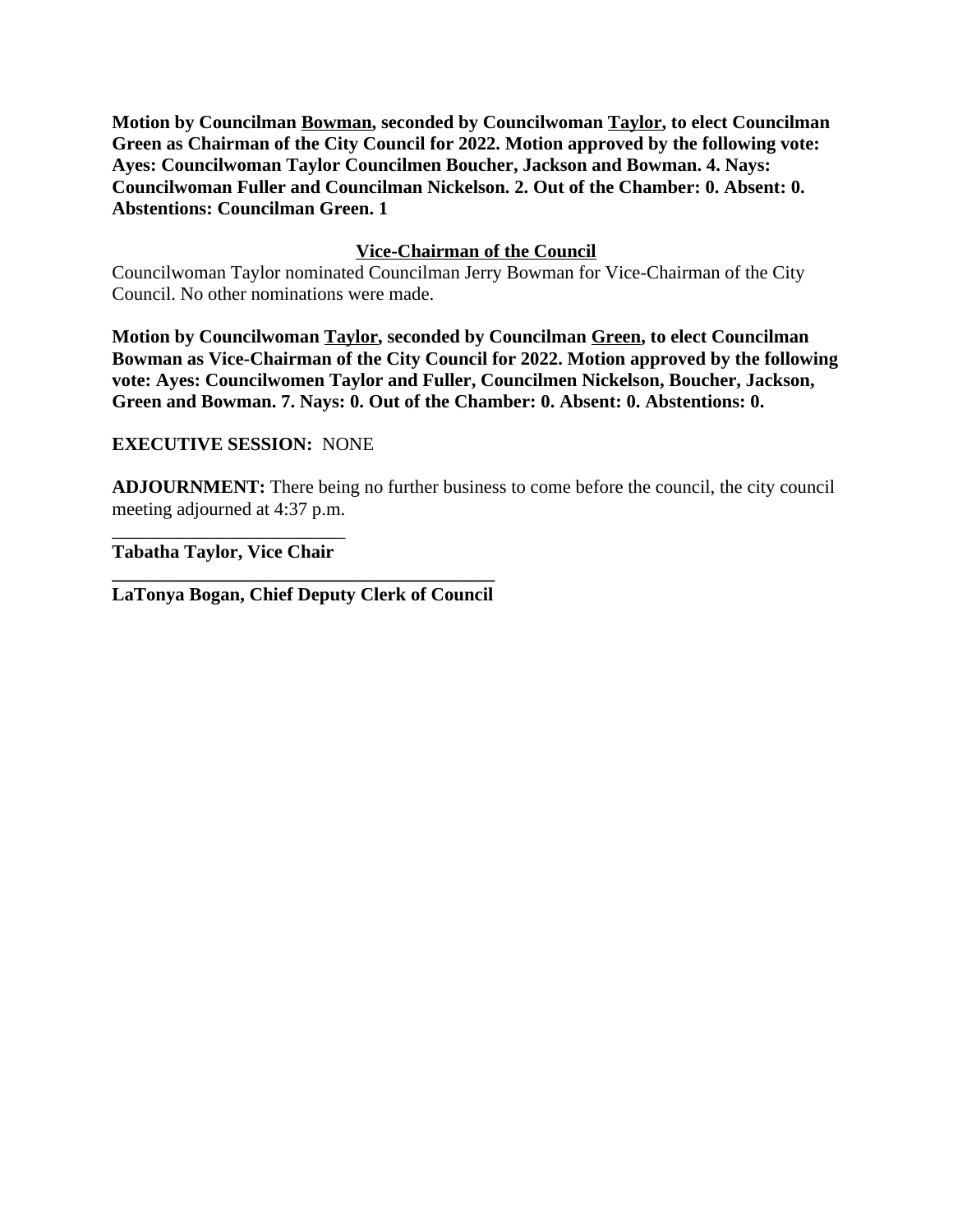**Motion by Councilman Bowman, seconded by Councilwoman Taylor, to elect Councilman Green as Chairman of the City Council for 2022. Motion approved by the following vote: Ayes: Councilwoman Taylor Councilmen Boucher, Jackson and Bowman. 4. Nays: Councilwoman Fuller and Councilman Nickelson. 2. Out of the Chamber: 0. Absent: 0. Abstentions: Councilman Green. 1**

**Vice-Chairman of the Council**

Councilwoman Taylor nominated Councilman Jerry Bowman for Vice-Chairman of the City Council. No other nominations were made.

**Motion by Councilwoman Taylor, seconded by Councilman Green, to elect Councilman Bowman as Vice-Chairman of the City Council for 2022. Motion approved by the following vote: Ayes: Councilwomen Taylor and Fuller, Councilmen Nickelson, Boucher, Jackson, Green and Bowman. 7. Nays: 0. Out of the Chamber: 0. Absent: 0. Abstentions: 0.**

**EXECUTIVE SESSION:** NONE

**ADJOURNMENT:** There being no further business to come before the council, the city council meeting adjourned at 4:37 p.m.

\_\_\_\_\_\_\_\_\_\_\_\_\_\_\_\_\_\_\_\_\_\_\_\_\_

**Tabatha Taylor, Vice Chair**

\_\_\_\_\_\_\_\_\_\_\_\_\_\_\_\_\_\_\_\_\_\_\_\_\_\_\_\_\_\_\_\_\_\_\_\_\_\_\_\_

**LaTonya Bogan, Chief Deputy Clerk of Council**